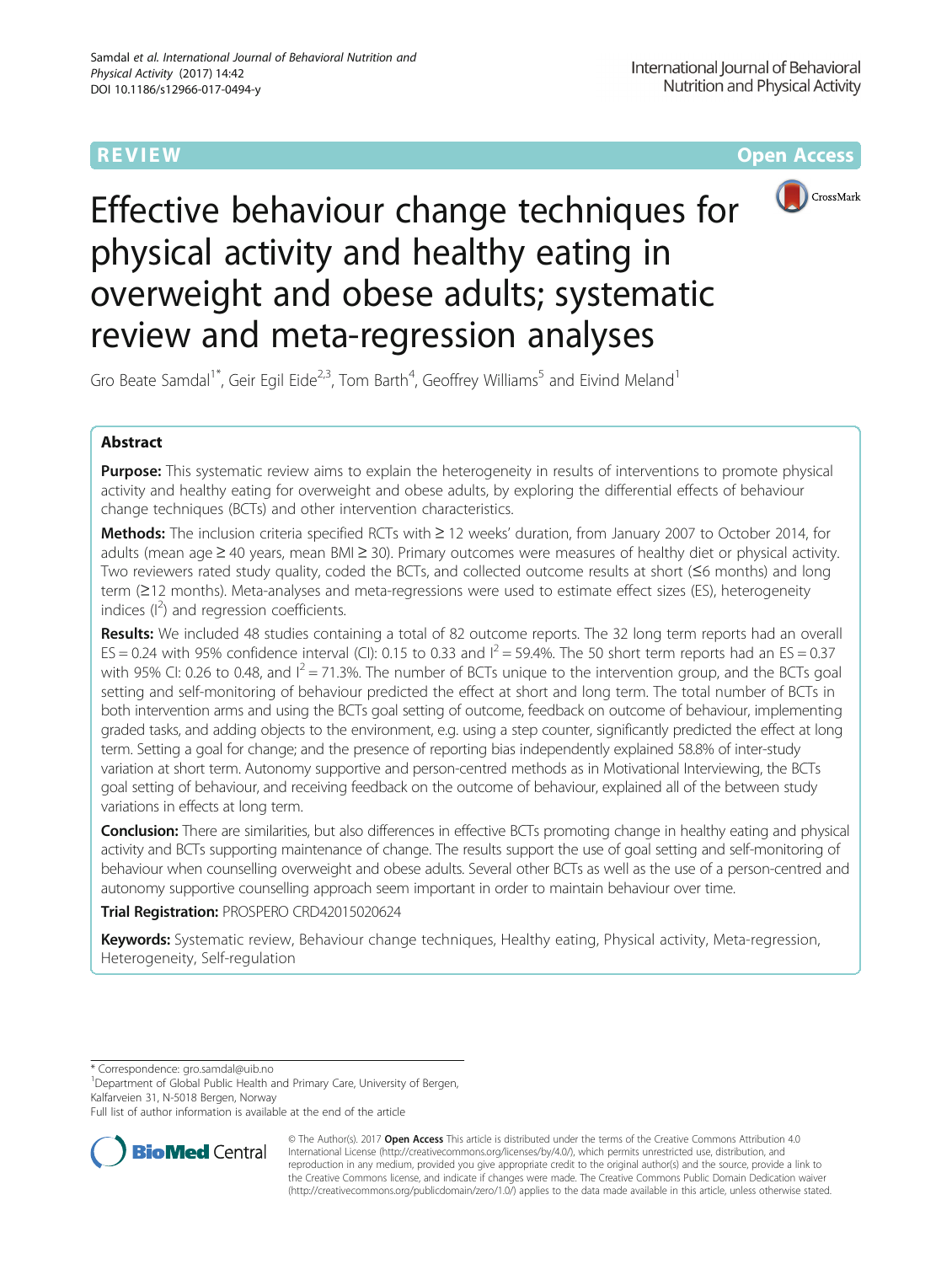REVIEW Open Access

# Effective behaviour change techniques for physical activity and healthy eating in overweight and obese adults; systematic review and meta-regression analyses

Gro Beate Samdal[1*], Geir Egil Eide[2,3], Tom Barth[4], Geoffrey Williams[5] and Eivind Meland[1]

## Abstract

**Purpose:** This systematic review aims to explain the heterogeneity in results of interventions to promote physical activity and healthy eating for overweight and obese adults, by exploring the differential effects of behaviour change techniques (BCTs) and other intervention characteristics.

**Methods:** The inclusion criteria specified RCTs with ≥ 12 weeks' duration, from January 2007 to October 2014, for adults (mean age ≥ 40 years, mean BMI ≥ 30). Primary outcomes were measures of healthy diet or physical activity. Two reviewers rated study quality, coded the BCTs, and collected outcome results at short (≤6 months) and long term (≥12 months). Meta-analyses and meta-regressions were used to estimate effect sizes (ES), heterogeneity indices ($I^2$) and regression coefficients.

**Results:** We included 48 studies containing a total of 82 outcome reports. The 32 long term reports had an overall ES = 0.24 with 95% confidence interval (CI): 0.15 to 0.33 and $I^2$ = 59.4%. The 50 short term reports had an ES = 0.37 with 95% CI: 0.26 to 0.48, and $I^2$ = 71.3%. The number of BCTs unique to the intervention group, and the BCTs goal setting and self-monitoring of behaviour predicted the effect at short and long term. The total number of BCTs in both intervention arms and using the BCTs goal setting of outcome, feedback on outcome of behaviour, implementing graded tasks, and adding objects to the environment, e.g. using a step counter, significantly predicted the effect at long term. Setting a goal for change; and the presence of reporting bias independently explained 58.8% of inter-study variation at short term. Autonomy supportive and person-centred methods as in Motivational Interviewing, the BCTs goal setting of behaviour, and receiving feedback on the outcome of behaviour, explained all of the between study variations in effects at long term.

**Conclusion:** There are similarities, but also differences in effective BCTs promoting change in healthy eating and physical activity and BCTs supporting maintenance of change. The results support the use of goal setting and self-monitoring of behaviour when counselling overweight and obese adults. Several other BCTs as well as the use of a person-centred and autonomy supportive counselling approach seem important in order to maintain behaviour over time.

**Trial Registration:** PROSPERO CRD42015020624

**Keywords:** Systematic review, Behaviour change techniques, Healthy eating, Physical activity, Meta-regression, Heterogeneity, Self-regulation

---

* Correspondence: gro.samdal@uib.no
[1]Department of Global Public Health and Primary Care, University of Bergen, Kalfarveien 31, N-5018 Bergen, Norway
Full list of author information is available at the end of the article

© The Author(s). 2017 **Open Access** This article is distributed under the terms of the Creative Commons Attribution 4.0 International License (http://creativecommons.org/licenses/by/4.0/), which permits unrestricted use, distribution, and reproduction in any medium, provided you give appropriate credit to the original author(s) and the source, provide a link to the Creative Commons license, and indicate if changes were made. The Creative Commons Public Domain Dedication waiver (http://creativecommons.org/publicdomain/zero/1.0/) applies to the data made available in this article, unless otherwise stated.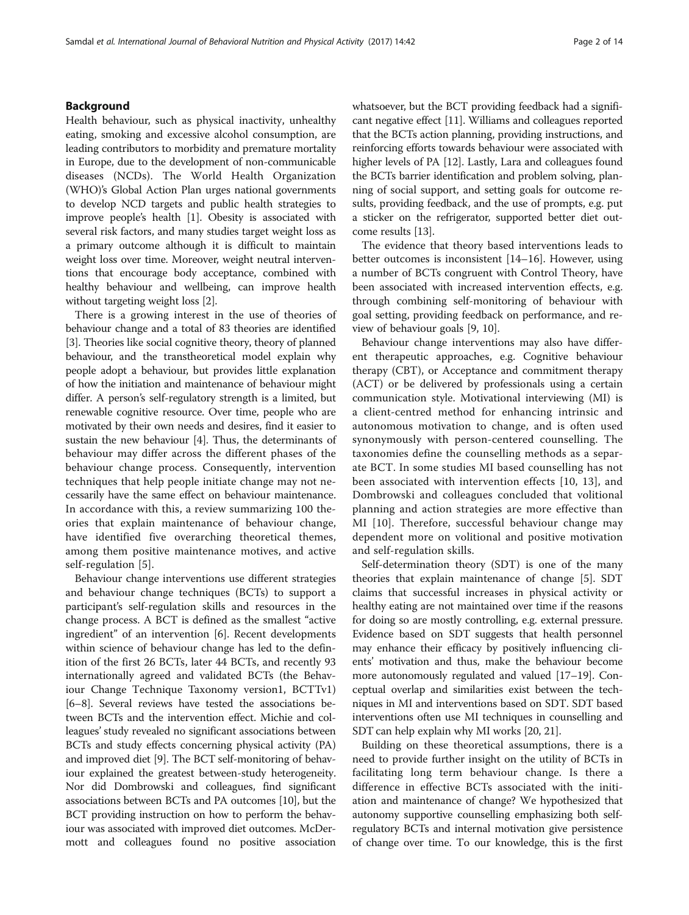## Background

Health behaviour, such as physical inactivity, unhealthy eating, smoking and excessive alcohol consumption, are leading contributors to morbidity and premature mortality in Europe, due to the development of non-communicable diseases (NCDs). The World Health Organization (WHO)'s Global Action Plan urges national governments to develop NCD targets and public health strategies to improve people's health [1]. Obesity is associated with several risk factors, and many studies target weight loss as a primary outcome although it is difficult to maintain weight loss over time. Moreover, weight neutral interventions that encourage body acceptance, combined with healthy behaviour and wellbeing, can improve health without targeting weight loss [2].

There is a growing interest in the use of theories of behaviour change and a total of 83 theories are identified [3]. Theories like social cognitive theory, theory of planned behaviour, and the transtheoretical model explain why people adopt a behaviour, but provides little explanation of how the initiation and maintenance of behaviour might differ. A person's self-regulatory strength is a limited, but renewable cognitive resource. Over time, people who are motivated by their own needs and desires, find it easier to sustain the new behaviour [4]. Thus, the determinants of behaviour may differ across the different phases of the behaviour change process. Consequently, intervention techniques that help people initiate change may not necessarily have the same effect on behaviour maintenance. In accordance with this, a review summarizing 100 theories that explain maintenance of behaviour change, have identified five overarching theoretical themes, among them positive maintenance motives, and active self-regulation [5].

Behaviour change interventions use different strategies and behaviour change techniques (BCTs) to support a participant's self-regulation skills and resources in the change process. A BCT is defined as the smallest "active ingredient" of an intervention [6]. Recent developments within science of behaviour change has led to the definition of the first 26 BCTs, later 44 BCTs, and recently 93 internationally agreed and validated BCTs (the Behaviour Change Technique Taxonomy version1, BCTTv1) [6–8]. Several reviews have tested the associations between BCTs and the intervention effect. Michie and colleagues' study revealed no significant associations between BCTs and study effects concerning physical activity (PA) and improved diet [9]. The BCT self-monitoring of behaviour explained the greatest between-study heterogeneity. Nor did Dombrowski and colleagues, find significant associations between BCTs and PA outcomes [10], but the BCT providing instruction on how to perform the behaviour was associated with improved diet outcomes. McDermott and colleagues found no positive association whatsoever, but the BCT providing feedback had a significant negative effect [11]. Williams and colleagues reported that the BCTs action planning, providing instructions, and reinforcing efforts towards behaviour were associated with higher levels of PA [12]. Lastly, Lara and colleagues found the BCTs barrier identification and problem solving, planning of social support, and setting goals for outcome results, providing feedback, and the use of prompts, e.g. put a sticker on the refrigerator, supported better diet outcome results [13].

The evidence that theory based interventions leads to better outcomes is inconsistent [14–16]. However, using a number of BCTs congruent with Control Theory, have been associated with increased intervention effects, e.g. through combining self-monitoring of behaviour with goal setting, providing feedback on performance, and review of behaviour goals [9, 10].

Behaviour change interventions may also have different therapeutic approaches, e.g. Cognitive behaviour therapy (CBT), or Acceptance and commitment therapy (ACT) or be delivered by professionals using a certain communication style. Motivational interviewing (MI) is a client-centred method for enhancing intrinsic and autonomous motivation to change, and is often used synonymously with person-centered counselling. The taxonomies define the counselling methods as a separate BCT. In some studies MI based counselling has not been associated with intervention effects [10, 13], and Dombrowski and colleagues concluded that volitional planning and action strategies are more effective than MI [10]. Therefore, successful behaviour change may dependent more on volitional and positive motivation and self-regulation skills.

Self-determination theory (SDT) is one of the many theories that explain maintenance of change [5]. SDT claims that successful increases in physical activity or healthy eating are not maintained over time if the reasons for doing so are mostly controlling, e.g. external pressure. Evidence based on SDT suggests that health personnel may enhance their efficacy by positively influencing clients' motivation and thus, make the behaviour become more autonomously regulated and valued [17–19]. Conceptual overlap and similarities exist between the techniques in MI and interventions based on SDT. SDT based interventions often use MI techniques in counselling and SDT can help explain why MI works [20, 21].

Building on these theoretical assumptions, there is a need to provide further insight on the utility of BCTs in facilitating long term behaviour change. Is there a difference in effective BCTs associated with the initiation and maintenance of change? We hypothesized that autonomy supportive counselling emphasizing both self-regulatory BCTs and internal motivation give persistence of change over time. To our knowledge, this is the first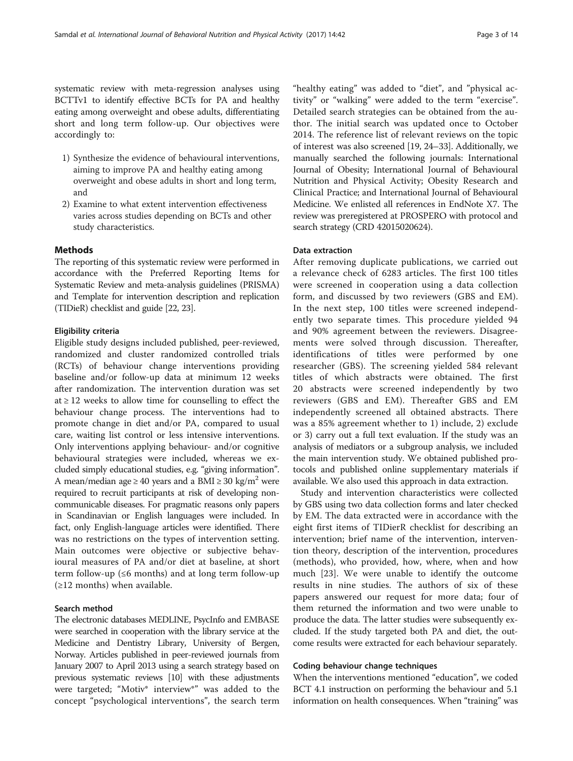systematic review with meta-regression analyses using BCTTv1 to identify effective BCTs for PA and healthy eating among overweight and obese adults, differentiating short and long term follow-up. Our objectives were accordingly to:

1) Synthesize the evidence of behavioural interventions, aiming to improve PA and healthy eating among overweight and obese adults in short and long term, and
2) Examine to what extent intervention effectiveness varies across studies depending on BCTs and other study characteristics.

## Methods

The reporting of this systematic review were performed in accordance with the Preferred Reporting Items for Systematic Review and meta-analysis guidelines (PRISMA) and Template for intervention description and replication (TIDieR) checklist and guide [22, 23].

### Eligibility criteria

Eligible study designs included published, peer-reviewed, randomized and cluster randomized controlled trials (RCTs) of behaviour change interventions providing baseline and/or follow-up data at minimum 12 weeks after randomization. The intervention duration was set at ≥ 12 weeks to allow time for counselling to effect the behaviour change process. The interventions had to promote change in diet and/or PA, compared to usual care, waiting list control or less intensive interventions. Only interventions applying behaviour- and/or cognitive behavioural strategies were included, whereas we excluded simply educational studies, e.g. "giving information". A mean/median age ≥ 40 years and a BMI ≥ 30 kg/m$^2$ were required to recruit participants at risk of developing non-communicable diseases. For pragmatic reasons only papers in Scandinavian or English languages were included. In fact, only English-language articles were identified. There was no restrictions on the types of intervention setting. Main outcomes were objective or subjective behavioural measures of PA and/or diet at baseline, at short term follow-up (≤6 months) and at long term follow-up (≥12 months) when available.

### Search method

The electronic databases MEDLINE, PsycInfo and EMBASE were searched in cooperation with the library service at the Medicine and Dentistry Library, University of Bergen, Norway. Articles published in peer-reviewed journals from January 2007 to April 2013 using a search strategy based on previous systematic reviews [10] with these adjustments were targeted; "Motiv* interview*" was added to the concept "psychological interventions", the search term "healthy eating" was added to "diet", and "physical activity" or "walking" were added to the term "exercise". Detailed search strategies can be obtained from the author. The initial search was updated once to October 2014. The reference list of relevant reviews on the topic of interest was also screened [19, 24–33]. Additionally, we manually searched the following journals: International Journal of Obesity; International Journal of Behavioural Nutrition and Physical Activity; Obesity Research and Clinical Practice; and International Journal of Behavioural Medicine. We enlisted all references in EndNote X7. The review was preregistered at PROSPERO with protocol and search strategy (CRD 42015020624).

### Data extraction

After removing duplicate publications, we carried out a relevance check of 6283 articles. The first 100 titles were screened in cooperation using a data collection form, and discussed by two reviewers (GBS and EM). In the next step, 100 titles were screened independently two separate times. This procedure yielded 94 and 90% agreement between the reviewers. Disagreements were solved through discussion. Thereafter, identifications of titles were performed by one researcher (GBS). The screening yielded 584 relevant titles of which abstracts were obtained. The first 20 abstracts were screened independently by two reviewers (GBS and EM). Thereafter GBS and EM independently screened all obtained abstracts. There was a 85% agreement whether to 1) include, 2) exclude or 3) carry out a full text evaluation. If the study was an analysis of mediators or a subgroup analysis, we included the main intervention study. We obtained published protocols and published online supplementary materials if available. We also used this approach in data extraction.

Study and intervention characteristics were collected by GBS using two data collection forms and later checked by EM. The data extracted were in accordance with the eight first items of TIDierR checklist for describing an intervention; brief name of the intervention, intervention theory, description of the intervention, procedures (methods), who provided, how, where, when and how much [23]. We were unable to identify the outcome results in nine studies. The authors of six of these papers answered our request for more data; four of them returned the information and two were unable to produce the data. The latter studies were subsequently excluded. If the study targeted both PA and diet, the outcome results were extracted for each behaviour separately.

### Coding behaviour change techniques

When the interventions mentioned "education", we coded BCT 4.1 instruction on performing the behaviour and 5.1 information on health consequences. When "training" was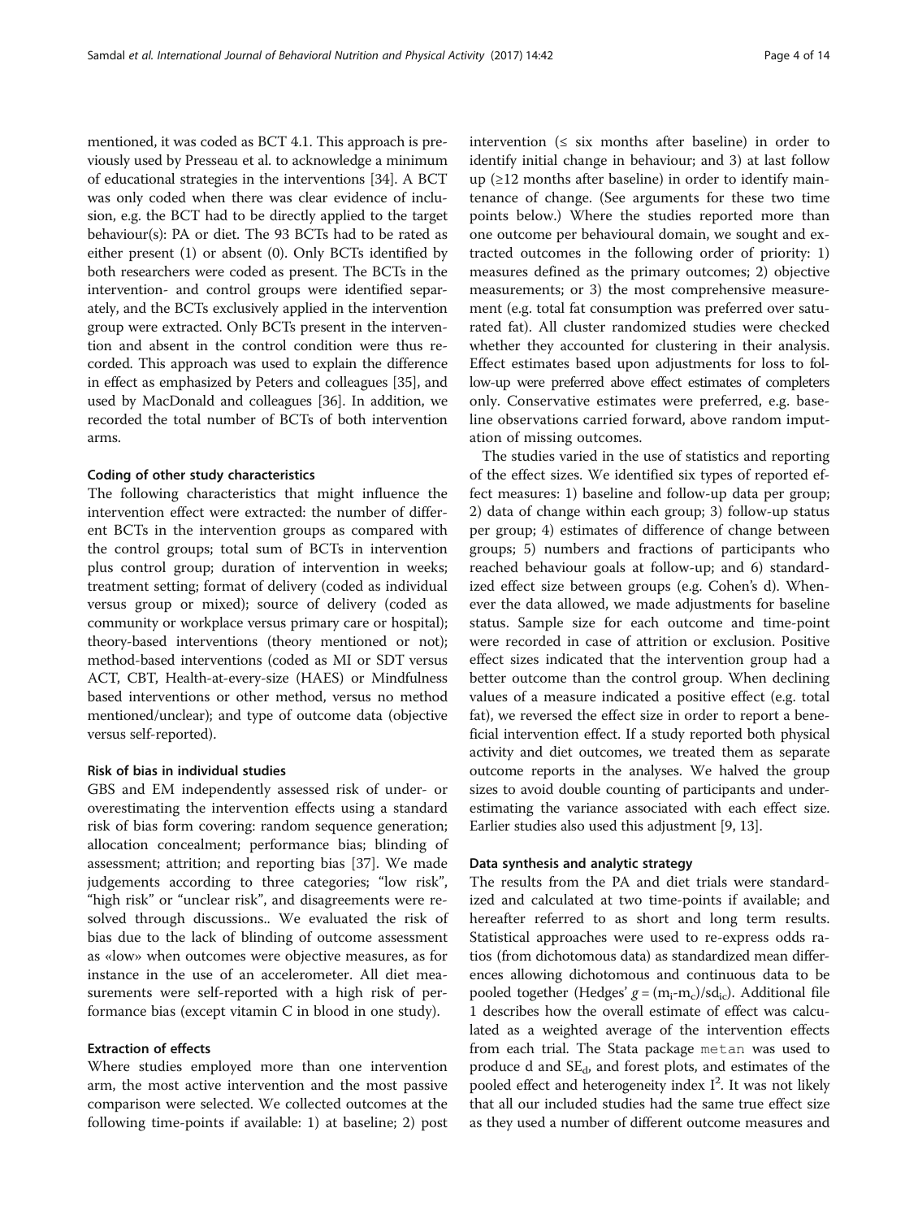mentioned, it was coded as BCT 4.1. This approach is previously used by Presseau et al. to acknowledge a minimum of educational strategies in the interventions [34]. A BCT was only coded when there was clear evidence of inclusion, e.g. the BCT had to be directly applied to the target behaviour(s): PA or diet. The 93 BCTs had to be rated as either present (1) or absent (0). Only BCTs identified by both researchers were coded as present. The BCTs in the intervention- and control groups were identified separately, and the BCTs exclusively applied in the intervention group were extracted. Only BCTs present in the intervention and absent in the control condition were thus recorded. This approach was used to explain the difference in effect as emphasized by Peters and colleagues [35], and used by MacDonald and colleagues [36]. In addition, we recorded the total number of BCTs of both intervention arms.

#### Coding of other study characteristics

The following characteristics that might influence the intervention effect were extracted: the number of different BCTs in the intervention groups as compared with the control groups; total sum of BCTs in intervention plus control group; duration of intervention in weeks; treatment setting; format of delivery (coded as individual versus group or mixed); source of delivery (coded as community or workplace versus primary care or hospital); theory-based interventions (theory mentioned or not); method-based interventions (coded as MI or SDT versus ACT, CBT, Health-at-every-size (HAES) or Mindfulness based interventions or other method, versus no method mentioned/unclear); and type of outcome data (objective versus self-reported).

#### Risk of bias in individual studies

GBS and EM independently assessed risk of under- or overestimating the intervention effects using a standard risk of bias form covering: random sequence generation; allocation concealment; performance bias; blinding of assessment; attrition; and reporting bias [37]. We made judgements according to three categories; "low risk", "high risk" or "unclear risk", and disagreements were resolved through discussions.. We evaluated the risk of bias due to the lack of blinding of outcome assessment as «low» when outcomes were objective measures, as for instance in the use of an accelerometer. All diet measurements were self-reported with a high risk of performance bias (except vitamin C in blood in one study).

#### Extraction of effects

Where studies employed more than one intervention arm, the most active intervention and the most passive comparison were selected. We collected outcomes at the following time-points if available: 1) at baseline; 2) post intervention (≤ six months after baseline) in order to identify initial change in behaviour; and 3) at last follow up (≥12 months after baseline) in order to identify maintenance of change. (See arguments for these two time points below.) Where the studies reported more than one outcome per behavioural domain, we sought and extracted outcomes in the following order of priority: 1) measures defined as the primary outcomes; 2) objective measurements; or 3) the most comprehensive measurement (e.g. total fat consumption was preferred over saturated fat). All cluster randomized studies were checked whether they accounted for clustering in their analysis. Effect estimates based upon adjustments for loss to follow-up were preferred above effect estimates of completers only. Conservative estimates were preferred, e.g. baseline observations carried forward, above random imputation of missing outcomes.

The studies varied in the use of statistics and reporting of the effect sizes. We identified six types of reported effect measures: 1) baseline and follow-up data per group; 2) data of change within each group; 3) follow-up status per group; 4) estimates of difference of change between groups; 5) numbers and fractions of participants who reached behaviour goals at follow-up; and 6) standardized effect size between groups (e.g. Cohen's d). Whenever the data allowed, we made adjustments for baseline status. Sample size for each outcome and time-point were recorded in case of attrition or exclusion. Positive effect sizes indicated that the intervention group had a better outcome than the control group. When declining values of a measure indicated a positive effect (e.g. total fat), we reversed the effect size in order to report a beneficial intervention effect. If a study reported both physical activity and diet outcomes, we treated them as separate outcome reports in the analyses. We halved the group sizes to avoid double counting of participants and underestimating the variance associated with each effect size. Earlier studies also used this adjustment [9, 13].

#### Data synthesis and analytic strategy

The results from the PA and diet trials were standardized and calculated at two time-points if available; and hereafter referred to as short and long term results. Statistical approaches were used to re-express odds ratios (from dichotomous data) as standardized mean differences allowing dichotomous and continuous data to be pooled together (Hedges' $g = (m_i - m_c)/sd_{ic}$). Additional file 1 describes how the overall estimate of effect was calculated as a weighted average of the intervention effects from each trial. The Stata package `metan` was used to produce d and $SE_d$, and forest plots, and estimates of the pooled effect and heterogeneity index $I^2$. It was not likely that all our included studies had the same true effect size as they used a number of different outcome measures and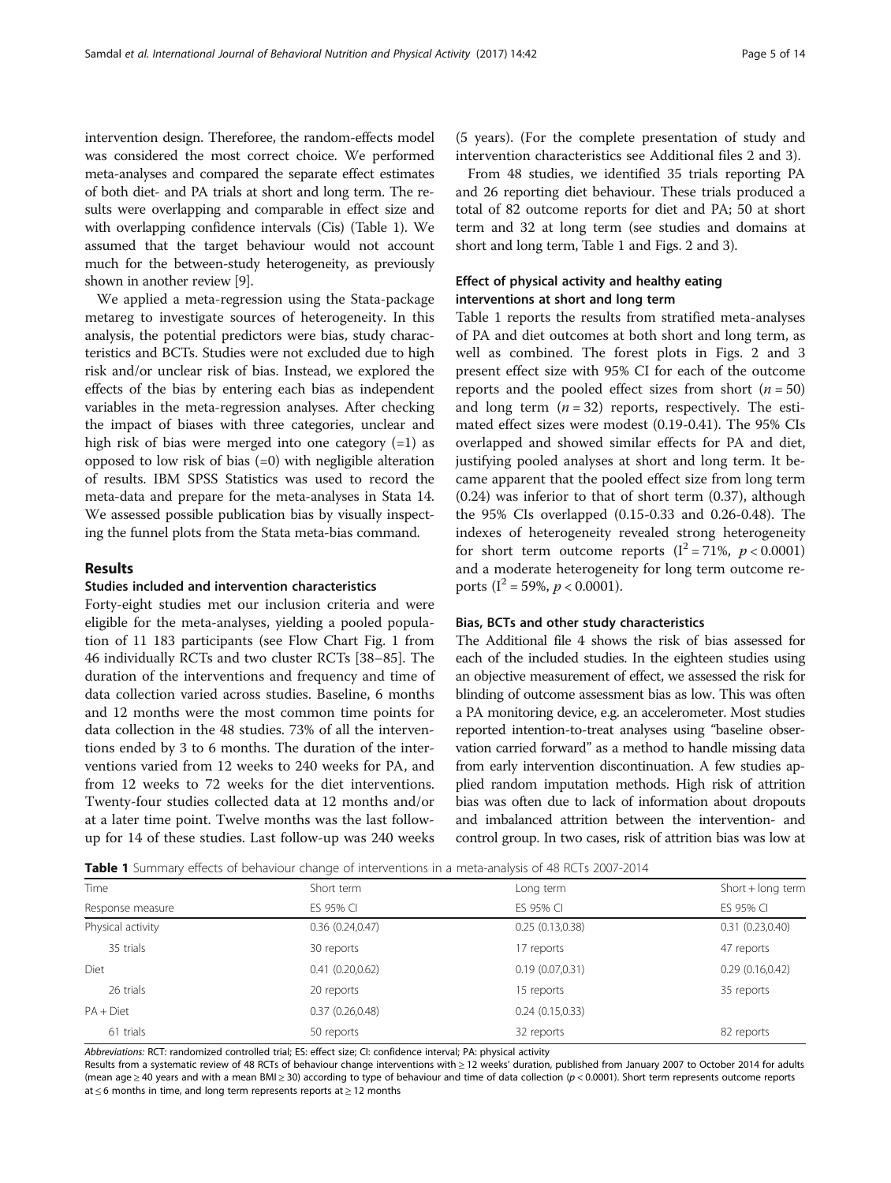intervention design. Thereforee, the random-effects model was considered the most correct choice. We performed meta-analyses and compared the separate effect estimates of both diet- and PA trials at short and long term. The results were overlapping and comparable in effect size and with overlapping confidence intervals (Cis) (Table 1). We assumed that the target behaviour would not account much for the between-study heterogeneity, as previously shown in another review [9].

We applied a meta-regression using the Stata-package metareg to investigate sources of heterogeneity. In this analysis, the potential predictors were bias, study characteristics and BCTs. Studies were not excluded due to high risk and/or unclear risk of bias. Instead, we explored the effects of the bias by entering each bias as independent variables in the meta-regression analyses. After checking the impact of biases with three categories, unclear and high risk of bias were merged into one category (=1) as opposed to low risk of bias (=0) with negligible alteration of results. IBM SPSS Statistics was used to record the meta-data and prepare for the meta-analyses in Stata 14. We assessed possible publication bias by visually inspecting the funnel plots from the Stata meta-bias command.

## Results

### Studies included and intervention characteristics

Forty-eight studies met our inclusion criteria and were eligible for the meta-analyses, yielding a pooled population of 11 183 participants (see Flow Chart Fig. 1 from 46 individually RCTs and two cluster RCTs [38–85]. The duration of the interventions and frequency and time of data collection varied across studies. Baseline, 6 months and 12 months were the most common time points for data collection in the 48 studies. 73% of all the interventions ended by 3 to 6 months. The duration of the interventions varied from 12 weeks to 240 weeks for PA, and from 12 weeks to 72 weeks for the diet interventions. Twenty-four studies collected data at 12 months and/or at a later time point. Twelve months was the last follow-up for 14 of these studies. Last follow-up was 240 weeks (5 years). (For the complete presentation of study and intervention characteristics see Additional files 2 and 3).

From 48 studies, we identified 35 trials reporting PA and 26 reporting diet behaviour. These trials produced a total of 82 outcome reports for diet and PA; 50 at short term and 32 at long term (see studies and domains at short and long term, Table 1 and Figs. 2 and 3).

### Effect of physical activity and healthy eating interventions at short and long term

Table 1 reports the results from stratified meta-analyses of PA and diet outcomes at both short and long term, as well as combined. The forest plots in Figs. 2 and 3 present effect size with 95% CI for each of the outcome reports and the pooled effect sizes from short ($n = 50$) and long term ($n = 32$) reports, respectively. The estimated effect sizes were modest (0.19-0.41). The 95% CIs overlapped and showed similar effects for PA and diet, justifying pooled analyses at short and long term. It became apparent that the pooled effect size from long term (0.24) was inferior to that of short term (0.37), although the 95% CIs overlapped (0.15-0.33 and 0.26-0.48). The indexes of heterogeneity revealed strong heterogeneity for short term outcome reports ($I^2 = 71\%$, $p < 0.0001$) and a moderate heterogeneity for long term outcome reports ($I^2 = 59\%$, $p < 0.0001$).

### Bias, BCTs and other study characteristics

The Additional file 4 shows the risk of bias assessed for each of the included studies. In the eighteen studies using an objective measurement of effect, we assessed the risk for blinding of outcome assessment bias as low. This was often a PA monitoring device, e.g. an accelerometer. Most studies reported intention-to-treat analyses using "baseline observation carried forward" as a method to handle missing data from early intervention discontinuation. A few studies applied random imputation methods. High risk of attrition bias was often due to lack of information about dropouts and imbalanced attrition between the intervention- and control group. In two cases, risk of attrition bias was low at

**Table 1** Summary effects of behaviour change of interventions in a meta-analysis of 48 RCTs 2007-2014

| Time | Short term | Long term | Short + long term |
|---|---|---|---|
| Response measure | ES 95% CI | ES 95% CI | ES 95% CI |
| Physical activity | 0.36 (0.24,0.47) | 0.25 (0.13,0.38) | 0.31 (0.23,0.40) |
| 35 trials | 30 reports | 17 reports | 47 reports |
| Diet | 0.41 (0.20,0.62) | 0.19 (0.07,0.31) | 0.29 (0.16,0.42) |
| 26 trials | 20 reports | 15 reports | 35 reports |
| PA + Diet | 0.37 (0.26,0.48) | 0.24 (0.15,0.33) | |
| 61 trials | 50 reports | 32 reports | 82 reports |

*Abbreviations:* RCT: randomized controlled trial; ES: effect size; CI: confidence interval; PA: physical activity

Results from a systematic review of 48 RCTs of behaviour change interventions with ≥ 12 weeks' duration, published from January 2007 to October 2014 for adults (mean age ≥ 40 years and with a mean BMI ≥ 30) according to type of behaviour and time of data collection ($p < 0.0001$). Short term represents outcome reports at ≤ 6 months in time, and long term represents reports at ≥ 12 months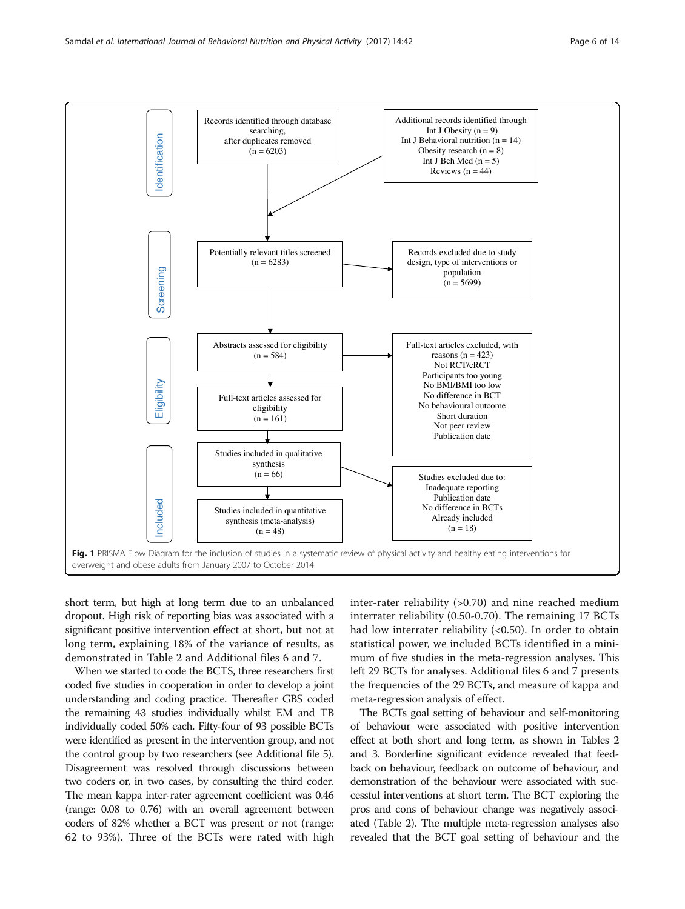**Identification**

Records identified through database searching, after duplicates removed (n = 6203)

Additional records identified through Int J Obesity (n = 9), Int J Behavioral nutrition (n = 14), Obesity research (n = 8), Int J Beh Med (n = 5), Reviews (n = 44)

**Screening**

Potentially relevant titles screened (n = 6283)

Records excluded due to study design, type of interventions or population (n = 5699)

**Eligibility**

Abstracts assessed for eligibility (n = 584)

Full-text articles excluded, with reasons (n = 423): Not RCT/cRCT; Participants too young; No BMI/BMI too low; No difference in BCT; No behavioural outcome; Short duration; Not peer review; Publication date

Full-text articles assessed for eligibility (n = 161)

**Included**

Studies included in qualitative synthesis (n = 66)

Studies excluded due to: Inadequate reporting; Publication date; No difference in BCTs; Already included (n = 18)

Studies included in quantitative synthesis (meta-analysis) (n = 48)

**Fig. 1** PRISMA Flow Diagram for the inclusion of studies in a systematic review of physical activity and healthy eating interventions for overweight and obese adults from January 2007 to October 2014

short term, but high at long term due to an unbalanced dropout. High risk of reporting bias was associated with a significant positive intervention effect at short, but not at long term, explaining 18% of the variance of results, as demonstrated in Table 2 and Additional files 6 and 7.

When we started to code the BCTS, three researchers first coded five studies in cooperation in order to develop a joint understanding and coding practice. Thereafter GBS coded the remaining 43 studies individually whilst EM and TB individually coded 50% each. Fifty-four of 93 possible BCTs were identified as present in the intervention group, and not the control group by two researchers (see Additional file 5). Disagreement was resolved through discussions between two coders or, in two cases, by consulting the third coder. The mean kappa inter-rater agreement coefficient was 0.46 (range: 0.08 to 0.76) with an overall agreement between coders of 82% whether a BCT was present or not (range: 62 to 93%). Three of the BCTs were rated with high inter-rater reliability (>0.70) and nine reached medium interrater reliability (0.50-0.70). The remaining 17 BCTs had low interrater reliability (<0.50). In order to obtain statistical power, we included BCTs identified in a minimum of five studies in the meta-regression analyses. This left 29 BCTs for analyses. Additional files 6 and 7 presents the frequencies of the 29 BCTs, and measure of kappa and meta-regression analysis of effect.

The BCTs goal setting of behaviour and self-monitoring of behaviour were associated with positive intervention effect at both short and long term, as shown in Tables 2 and 3. Borderline significant evidence revealed that feedback on behaviour, feedback on outcome of behaviour, and demonstration of the behaviour were associated with successful interventions at short term. The BCT exploring the pros and cons of behaviour change was negatively associated (Table 2). The multiple meta-regression analyses also revealed that the BCT goal setting of behaviour and the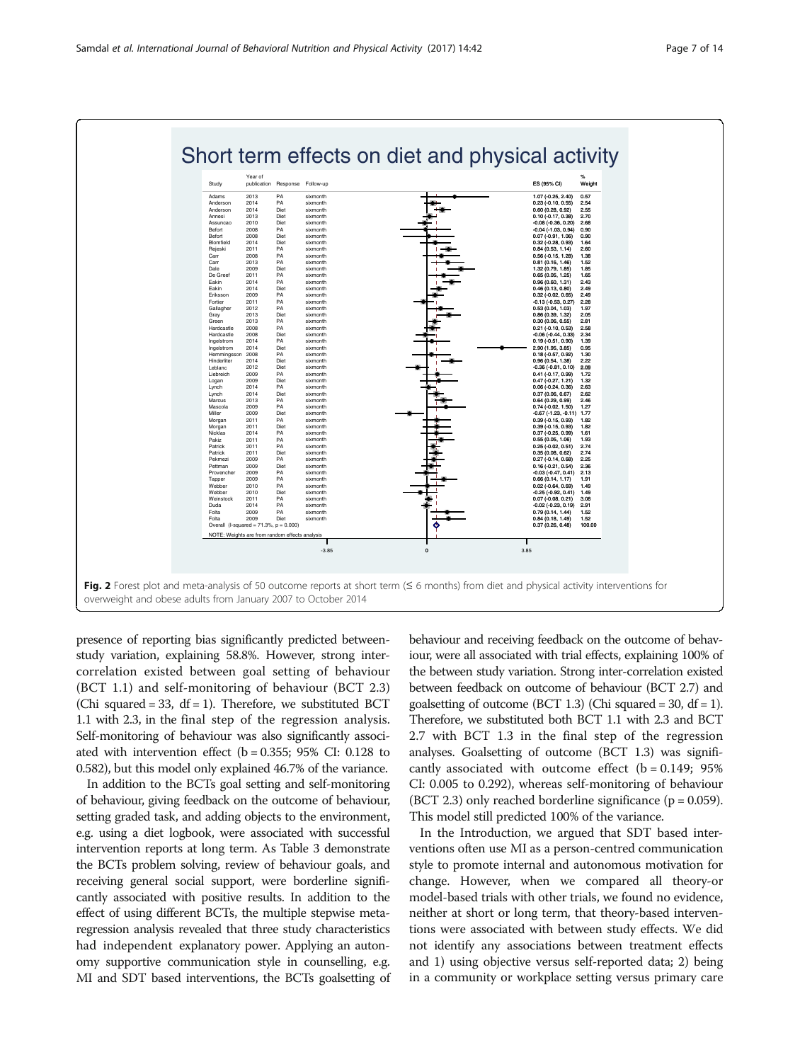## Short term effects on diet and physical activity

| Study | Year of publication | Response | Follow-up | ES (95% CI) | % Weight |
|---|---|---|---|---|---|
| Adams | 2013 | PA | sixmonth | 1.07 (-0.25, 2.40) | 0.57 |
| Anderson | 2014 | PA | sixmonth | 0.23 (-0.10, 0.55) | 2.54 |
| Anderson | 2014 | Diet | sixmonth | 0.60 (0.28, 0.92) | 2.55 |
| Annesi | 2013 | Diet | sixmonth | 0.10 (-0.17, 0.38) | 2.70 |
| Assuncao | 2010 | Diet | sixmonth | -0.08 (-0.36, 0.20) | 2.68 |
| Befort | 2008 | PA | sixmonth | -0.04 (-1.03, 0.94) | 0.90 |
| Befort | 2008 | Diet | sixmonth | 0.07 (-0.91, 1.06) | 0.90 |
| Blomfield | 2014 | Diet | sixmonth | 0.32 (-0.28, 0.93) | 1.64 |
| Rejeski | 2011 | PA | sixmonth | 0.84 (0.53, 1.14) | 2.60 |
| Carr | 2008 | PA | sixmonth | 0.56 (-0.15, 1.28) | 1.38 |
| Carr | 2013 | PA | sixmonth | 0.81 (0.16, 1.46) | 1.52 |
| Dale | 2009 | Diet | sixmonth | 1.32 (0.79, 1.85) | 1.85 |
| De Greef | 2011 | PA | sixmonth | 0.65 (0.05, 1.25) | 1.65 |
| Eakin | 2014 | PA | sixmonth | 0.96 (0.60, 1.31) | 2.43 |
| Eakin | 2014 | Diet | sixmonth | 0.46 (0.13, 0.80) | 2.49 |
| Eriksson | 2009 | PA | sixmonth | 0.32 (-0.02, 0.65) | 2.49 |
| Fortier | 2011 | PA | sixmonth | -0.13 (-0.53, 0.27) | 2.28 |
| Gallagher | 2012 | PA | sixmonth | 0.53 (0.04, 1.03) | 1.97 |
| Gray | 2013 | Diet | sixmonth | 0.86 (0.39, 1.32) | 2.05 |
| Green | 2013 | PA | sixmonth | 0.30 (0.06, 0.55) | 2.81 |
| Hardcastle | 2008 | PA | sixmonth | 0.21 (-0.10, 0.53) | 2.58 |
| Hardcastle | 2008 | Diet | sixmonth | -0.06 (-0.44, 0.33) | 2.34 |
| Ingelstrom | 2014 | PA | sixmonth | 0.19 (-0.51, 0.90) | 1.39 |
| Ingelstrom | 2014 | Diet | sixmonth | 2.90 (1.95, 3.85) | 0.95 |
| Hemmingsson | 2008 | PA | sixmonth | 0.18 (-0.57, 0.92) | 1.30 |
| Hinderliter | 2014 | Diet | sixmonth | 0.96 (0.54, 1.38) | 2.22 |
| Leblanc | 2012 | Diet | sixmonth | -0.36 (-0.81, 0.10) | 2.09 |
| Liebreich | 2009 | PA | sixmonth | 0.41 (-0.17, 0.99) | 1.72 |
| Logan | 2009 | Diet | sixmonth | 0.47 (-0.27, 1.21) | 1.32 |
| Lynch | 2014 | PA | sixmonth | 0.06 (-0.24, 0.36) | 2.63 |
| Lynch | 2014 | Diet | sixmonth | 0.37 (0.06, 0.67) | 2.62 |
| Marcus | 2013 | PA | sixmonth | 0.64 (0.29, 0.99) | 2.46 |
| Mascola | 2009 | PA | sixmonth | 0.74 (-0.02, 1.50) | 1.27 |
| Miller | 2009 | Diet | sixmonth | -0.67 (-1.23, -0.11) | 1.77 |
| Morgan | 2011 | PA | sixmonth | 0.39 (-0.15, 0.93) | 1.82 |
| Morgan | 2011 | Diet | sixmonth | 0.39 (-0.15, 0.93) | 1.82 |
| Nicklas | 2014 | PA | sixmonth | 0.37 (-0.25, 0.99) | 1.61 |
| Pakiz | 2011 | PA | sixmonth | 0.55 (0.05, 1.06) | 1.93 |
| Patrick | 2011 | PA | sixmonth | 0.25 (-0.02, 0.51) | 2.74 |
| Patrick | 2011 | Diet | sixmonth | 0.35 (0.08, 0.62) | 2.74 |
| Pekmezi | 2009 | PA | sixmonth | 0.27 (-0.14, 0.68) | 2.25 |
| Pettman | 2009 | Diet | sixmonth | 0.16 (-0.21, 0.54) | 2.36 |
| Provencher | 2009 | PA | sixmonth | -0.03 (-0.47, 0.41) | 2.13 |
| Tapper | 2009 | PA | sixmonth | 0.66 (0.14, 1.17) | 1.91 |
| Webber | 2010 | PA | sixmonth | 0.02 (-0.64, 0.69) | 1.49 |
| Webber | 2010 | Diet | sixmonth | -0.25 (-0.92, 0.41) | 1.49 |
| Weinstock | 2011 | PA | sixmonth | 0.07 (-0.08, 0.21) | 3.08 |
| Duda | 2014 | PA | sixmonth | -0.02 (-0.23, 0.19) | 2.91 |
| Folta | 2009 | PA | sixmonth | 0.79 (0.14, 1.44) | 1.52 |
| Folta | 2009 | Diet | sixmonth | 0.84 (0.18, 1.49) | 1.52 |
| Overall (I-squared = 71.3%, p = 0.000) | | | | 0.37 (0.26, 0.48) | 100.00 |

NOTE: Weights are from random effects analysis

-3.85 0 3.85

**Fig. 2** Forest plot and meta-analysis of 50 outcome reports at short term (≤ 6 months) from diet and physical activity interventions for overweight and obese adults from January 2007 to October 2014

presence of reporting bias significantly predicted between-study variation, explaining 58.8%. However, strong inter-correlation existed between goal setting of behaviour (BCT 1.1) and self-monitoring of behaviour (BCT 2.3) (Chi squared = 33, df = 1). Therefore, we substituted BCT 1.1 with 2.3, in the final step of the regression analysis. Self-monitoring of behaviour was also significantly associated with intervention effect (b = 0.355; 95% CI: 0.128 to 0.582), but this model only explained 46.7% of the variance.

In addition to the BCTs goal setting and self-monitoring of behaviour, giving feedback on the outcome of behaviour, setting graded task, and adding objects to the environment, e.g. using a diet logbook, were associated with successful intervention reports at long term. As Table 3 demonstrate the BCTs problem solving, review of behaviour goals, and receiving general social support, were borderline significantly associated with positive results. In addition to the effect of using different BCTs, the multiple stepwise meta-regression analysis revealed that three study characteristics had independent explanatory power. Applying an autonomy supportive communication style in counselling, e.g. MI and SDT based interventions, the BCTs goalsetting of behaviour and receiving feedback on the outcome of behaviour, were all associated with trial effects, explaining 100% of the between study variation. Strong inter-correlation existed between feedback on outcome of behaviour (BCT 2.7) and goalsetting of outcome (BCT 1.3) (Chi squared = 30, df = 1). Therefore, we substituted both BCT 1.1 with 2.3 and BCT 2.7 with BCT 1.3 in the final step of the regression analyses. Goalsetting of outcome (BCT 1.3) was significantly associated with outcome effect (b = 0.149; 95% CI: 0.005 to 0.292), whereas self-monitoring of behaviour (BCT 2.3) only reached borderline significance (p = 0.059). This model still predicted 100% of the variance.

In the Introduction, we argued that SDT based interventions often use MI as a person-centred communication style to promote internal and autonomous motivation for change. However, when we compared all theory-or model-based trials with other trials, we found no evidence, neither at short or long term, that theory-based interventions were associated with between study effects. We did not identify any associations between treatment effects and 1) using objective versus self-reported data; 2) being in a community or workplace setting versus primary care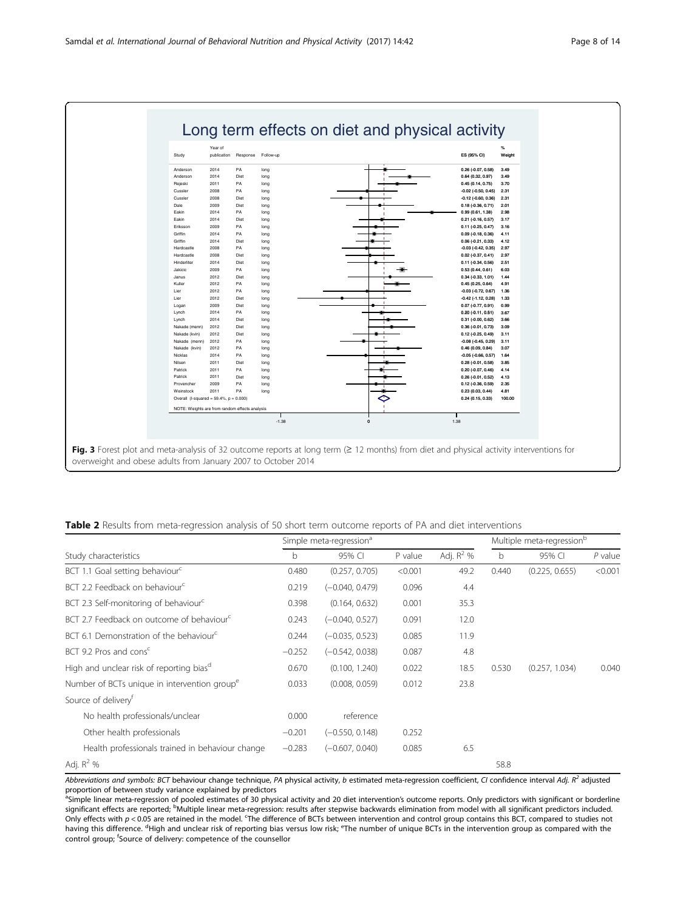## Long term effects on diet and physical activity

| Study | Year of publication | Response | Follow-up | ES (95% CI) | % Weight |
|---|---|---|---|---|---|
| Anderson | 2014 | PA | long | 0.26 (-0.07, 0.58) | 3.49 |
| Anderson | 2014 | Diet | long | 0.64 (0.32, 0.97) | 3.49 |
| Rejeski | 2011 | PA | long | 0.45 (0.14, 0.75) | 3.70 |
| Cussler | 2008 | PA | long | -0.02 (-0.50, 0.45) | 2.31 |
| Cussler | 2008 | Diet | long | -0.12 (-0.60, 0.36) | 2.31 |
| Dale | 2009 | Diet | long | 0.18 (-0.36, 0.71) | 2.01 |
| Eakin | 2014 | PA | long | 0.99 (0.61, 1.38) | 2.98 |
| Eakin | 2014 | Diet | long | 0.21 (-0.16, 0.57) | 3.17 |
| Eriksson | 2009 | PA | long | 0.11 (-0.25, 0.47) | 3.16 |
| Griffin | 2014 | PA | long | 0.09 (-0.18, 0.36) | 4.11 |
| Griffin | 2014 | Diet | long | 0.06 (-0.21, 0.33) | 4.12 |
| Hardcastle | 2008 | PA | long | -0.03 (-0.42, 0.35) | 2.97 |
| Hardcastle | 2008 | Diet | long | 0.02 (-0.37, 0.41) | 2.97 |
| Hinderliter | 2014 | Diet | long | 0.11 (-0.34, 0.56) | 2.51 |
| Jakicic | 2009 | PA | long | 0.53 (0.44, 0.61) | 6.03 |
| Janus | 2012 | Diet | long | 0.34 (-0.33, 1.01) | 1.44 |
| Kuller | 2012 | PA | long | 0.45 (0.25, 0.64) | 4.91 |
| Lier | 2012 | PA | long | -0.03 (-0.72, 0.67) | 1.36 |
| Lier | 2012 | Diet | long | -0.42 (-1.12, 0.28) | 1.33 |
| Logan | 2009 | Diet | long | 0.07 (-0.77, 0.91) | 0.99 |
| Lynch | 2014 | PA | long | 0.20 (-0.11, 0.51) | 3.67 |
| Lynch | 2014 | Diet | long | 0.31 (-0.00, 0.62) | 3.66 |
| Nakade (menn) | 2012 | Diet | long | 0.36 (-0.01, 0.73) | 3.09 |
| Nakade (kvin) | 2012 | Diet | long | 0.12 (-0.25, 0.49) | 3.11 |
| Nakade (menn) | 2012 | PA | long | -0.08 (-0.45, 0.29) | 3.11 |
| Nakade (kvin) | 2012 | PA | long | 0.46 (0.09, 0.84) | 3.07 |
| Nicklas | 2014 | PA | long | -0.05 (-0.66, 0.57) | 1.64 |
| Nilsen | 2011 | Diet | long | 0.28 (-0.01, 0.58) | 3.85 |
| Patrick | 2011 | PA | long | 0.20 (-0.07, 0.46) | 4.14 |
| Patrick | 2011 | Diet | long | 0.26 (-0.01, 0.52) | 4.13 |
| Provencher | 2009 | PA | long | 0.12 (-0.36, 0.59) | 2.35 |
| Weinstock | 2011 | PA | long | 0.23 (0.03, 0.44) | 4.81 |
| Overall (I-squared = 59.4%, p = 0.000) | | | | 0.24 (0.15, 0.33) | 100.00 |

NOTE: Weights are from random effects analysis

-1.38 0 1.38

**Fig. 3** Forest plot and meta-analysis of 32 outcome reports at long term (≥ 12 months) from diet and physical activity interventions for overweight and obese adults from January 2007 to October 2014

**Table 2** Results from meta-regression analysis of 50 short term outcome reports of PA and diet interventions

| | Simple meta-regression[a] | | | | Multiple meta-regression[b] | | |
|---|---|---|---|---|---|---|---|
| Study characteristics | b | 95% CI | P value | Adj. $R^2$ % | b | 95% CI | *P* value |
| BCT 1.1 Goal setting behaviour[c] | 0.480 | (0.257, 0.705) | <0.001 | 49.2 | 0.440 | (0.225, 0.655) | <0.001 |
| BCT 2.2 Feedback on behaviour[c] | 0.219 | (−0.040, 0.479) | 0.096 | 4.4 | | | |
| BCT 2.3 Self-monitoring of behaviour[c] | 0.398 | (0.164, 0.632) | 0.001 | 35.3 | | | |
| BCT 2.7 Feedback on outcome of behaviour[c] | 0.243 | (−0.040, 0.527) | 0.091 | 12.0 | | | |
| BCT 6.1 Demonstration of the behaviour[c] | 0.244 | (−0.035, 0.523) | 0.085 | 11.9 | | | |
| BCT 9.2 Pros and cons[c] | −0.252 | (−0.542, 0.038) | 0.087 | 4.8 | | | |
| High and unclear risk of reporting bias[d] | 0.670 | (0.100, 1.240) | 0.022 | 18.5 | 0.530 | (0.257, 1.034) | 0.040 |
| Number of BCTs unique in intervention group[e] | 0.033 | (0.008, 0.059) | 0.012 | 23.8 | | | |
| Source of delivery[f] | | | | | | | |
| No health professionals/unclear | 0.000 | reference | | | | | |
| Other health professionals | −0.201 | (−0.550, 0.148) | 0.252 | | | | |
| Health professionals trained in behaviour change | −0.283 | (−0.607, 0.040) | 0.085 | 6.5 | | | |
| Adj. $R^2$ % | | | | | 58.8 | | |

*Abbreviations and symbols: BCT* behaviour change technique, *PA* physical activity, *b* estimated meta-regression coefficient, *CI* confidence interval *Adj. $R^2$* adjusted proportion of between study variance explained by predictors

[a]Simple linear meta-regression of pooled estimates of 30 physical activity and 20 diet intervention's outcome reports. Only predictors with significant or borderline significant effects are reported; [b]Multiple linear meta-regression: results after stepwise backwards elimination from model with all significant predictors included. Only effects with $p < 0.05$ are retained in the model. [c]The difference of BCTs between intervention and control group contains this BCT, compared to studies not having this difference. [d]High and unclear risk of reporting bias versus low risk; [e]The number of unique BCTs in the intervention group as compared with the control group; [f]Source of delivery: competence of the counsellor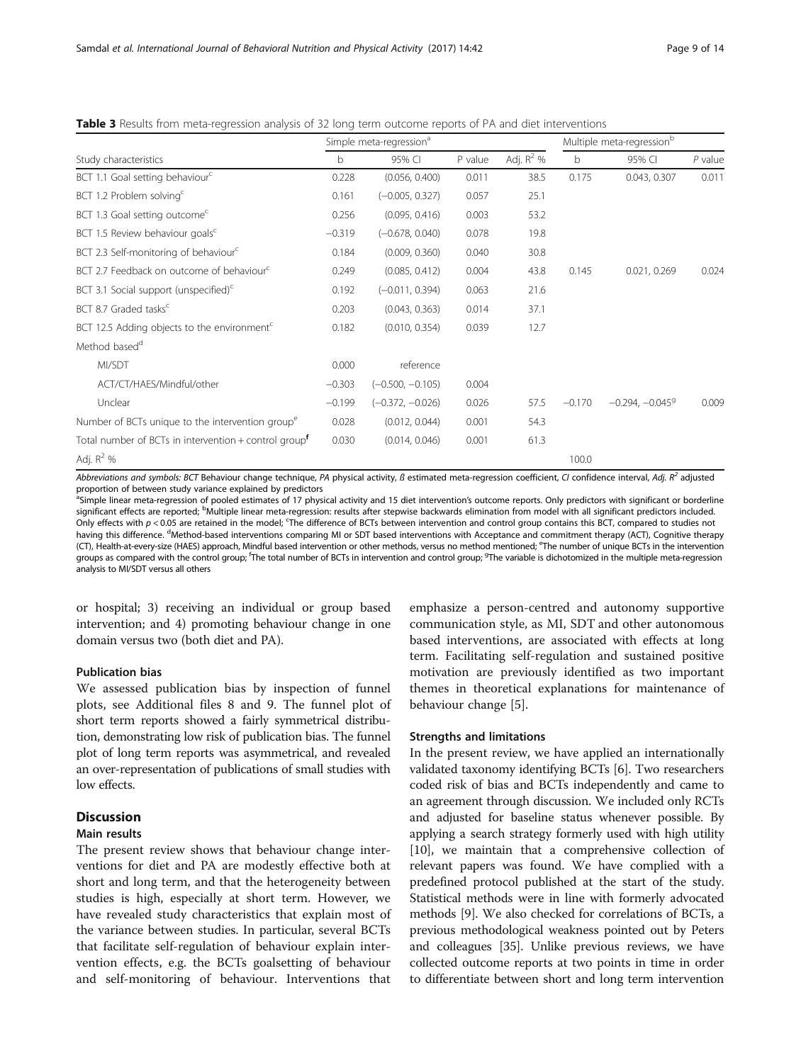**Table 3** Results from meta-regression analysis of 32 long term outcome reports of PA and diet interventions

| Study characteristics | Simple meta-regression[a] | | | | Multiple meta-regression[b] | | |
|---|---|---|---|---|---|---|---|
| | b | 95% CI | P value | Adj. $R^2$ % | b | 95% CI | *P* value |
| BCT 1.1 Goal setting behaviour[c] | 0.228 | (0.056, 0.400) | 0.011 | 38.5 | 0.175 | 0.043, 0.307 | 0.011 |
| BCT 1.2 Problem solving[c] | 0.161 | (−0.005, 0.327) | 0.057 | 25.1 | | | |
| BCT 1.3 Goal setting outcome[c] | 0.256 | (0.095, 0.416) | 0.003 | 53.2 | | | |
| BCT 1.5 Review behaviour goals[c] | −0.319 | (−0.678, 0.040) | 0.078 | 19.8 | | | |
| BCT 2.3 Self-monitoring of behaviour[c] | 0.184 | (0.009, 0.360) | 0.040 | 30.8 | | | |
| BCT 2.7 Feedback on outcome of behaviour[c] | 0.249 | (0.085, 0.412) | 0.004 | 43.8 | 0.145 | 0.021, 0.269 | 0.024 |
| BCT 3.1 Social support (unspecified)[c] | 0.192 | (−0.011, 0.394) | 0.063 | 21.6 | | | |
| BCT 8.7 Graded tasks[c] | 0.203 | (0.043, 0.363) | 0.014 | 37.1 | | | |
| BCT 12.5 Adding objects to the environment[c] | 0.182 | (0.010, 0.354) | 0.039 | 12.7 | | | |
| Method based[d] | | | | | | | |
| MI/SDT | 0.000 | reference | | | | | |
| ACT/CT/HAES/Mindful/other | −0.303 | (−0.500, −0.105) | 0.004 | | | | |
| Unclear | −0.199 | (−0.372, −0.026) | 0.026 | 57.5 | −0.170 | −0.294, −0.045[g] | 0.009 |
| Number of BCTs unique to the intervention group[e] | 0.028 | (0.012, 0.044) | 0.001 | 54.3 | | | |
| Total number of BCTs in intervention + control group[f] | 0.030 | (0.014, 0.046) | 0.001 | 61.3 | | | |
| Adj. $R^2$ % | | | | | 100.0 | | |

*Abbreviations and symbols: BCT* Behaviour change technique, *PA* physical activity, *ß* estimated meta-regression coefficient, *CI* confidence interval, *Adj.* $R^2$ adjusted proportion of between study variance explained by predictors

[a]Simple linear meta-regression of pooled estimates of 17 physical activity and 15 diet intervention's outcome reports. Only predictors with significant or borderline significant effects are reported; [b]Multiple linear meta-regression: results after stepwise backwards elimination from model with all significant predictors included. Only effects with $p < 0.05$ are retained in the model; [c]The difference of BCTs between intervention and control group contains this BCT, compared to studies not having this difference. [d]Method-based interventions comparing MI or SDT based interventions with Acceptance and commitment therapy (ACT), Cognitive therapy (CT), Health-at-every-size (HAES) approach, Mindful based intervention or other methods, versus no method mentioned; [e]The number of unique BCTs in the intervention groups as compared with the control group; [f]The total number of BCTs in intervention and control group; [g]The variable is dichotomized in the multiple meta-regression analysis to MI/SDT versus all others

or hospital; 3) receiving an individual or group based intervention; and 4) promoting behaviour change in one domain versus two (both diet and PA).

### Publication bias

We assessed publication bias by inspection of funnel plots, see Additional files 8 and 9. The funnel plot of short term reports showed a fairly symmetrical distribution, demonstrating low risk of publication bias. The funnel plot of long term reports was asymmetrical, and revealed an over-representation of publications of small studies with low effects.

## Discussion

### Main results

The present review shows that behaviour change interventions for diet and PA are modestly effective both at short and long term, and that the heterogeneity between studies is high, especially at short term. However, we have revealed study characteristics that explain most of the variance between studies. In particular, several BCTs that facilitate self-regulation of behaviour explain intervention effects, e.g. the BCTs goalsetting of behaviour and self-monitoring of behaviour. Interventions that emphasize a person-centred and autonomy supportive communication style, as MI, SDT and other autonomous based interventions, are associated with effects at long term. Facilitating self-regulation and sustained positive motivation are previously identified as two important themes in theoretical explanations for maintenance of behaviour change [5].

### Strengths and limitations

In the present review, we have applied an internationally validated taxonomy identifying BCTs [6]. Two researchers coded risk of bias and BCTs independently and came to an agreement through discussion. We included only RCTs and adjusted for baseline status whenever possible. By applying a search strategy formerly used with high utility [10], we maintain that a comprehensive collection of relevant papers was found. We have complied with a predefined protocol published at the start of the study. Statistical methods were in line with formerly advocated methods [9]. We also checked for correlations of BCTs, a previous methodological weakness pointed out by Peters and colleagues [35]. Unlike previous reviews, we have collected outcome reports at two points in time in order to differentiate between short and long term intervention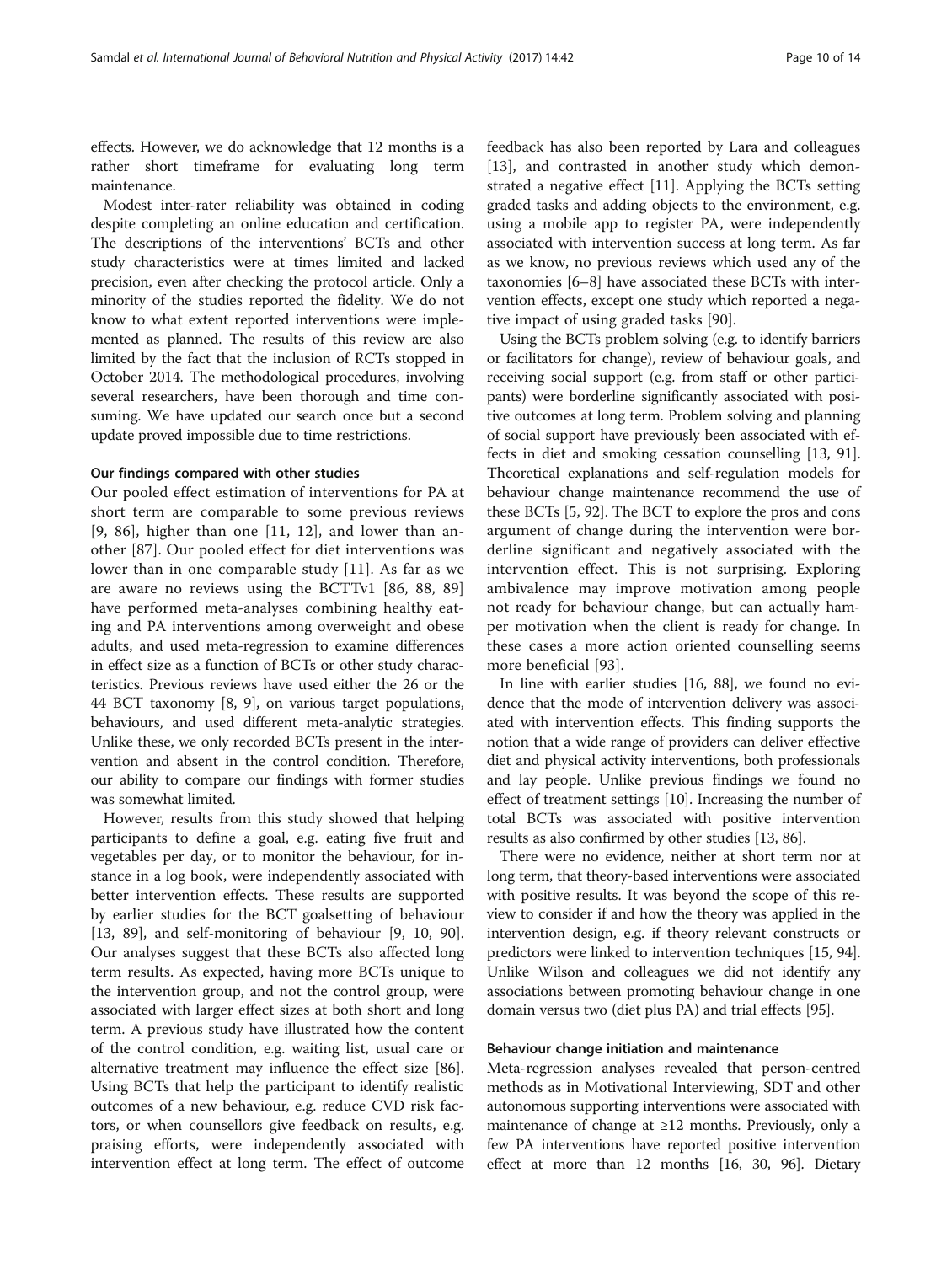effects. However, we do acknowledge that 12 months is a rather short timeframe for evaluating long term maintenance.

Modest inter-rater reliability was obtained in coding despite completing an online education and certification. The descriptions of the interventions' BCTs and other study characteristics were at times limited and lacked precision, even after checking the protocol article. Only a minority of the studies reported the fidelity. We do not know to what extent reported interventions were implemented as planned. The results of this review are also limited by the fact that the inclusion of RCTs stopped in October 2014. The methodological procedures, involving several researchers, have been thorough and time consuming. We have updated our search once but a second update proved impossible due to time restrictions.

### Our findings compared with other studies

Our pooled effect estimation of interventions for PA at short term are comparable to some previous reviews [9, 86], higher than one [11, 12], and lower than another [87]. Our pooled effect for diet interventions was lower than in one comparable study [11]. As far as we are aware no reviews using the BCTTv1 [86, 88, 89] have performed meta-analyses combining healthy eating and PA interventions among overweight and obese adults, and used meta-regression to examine differences in effect size as a function of BCTs or other study characteristics. Previous reviews have used either the 26 or the 44 BCT taxonomy [8, 9], on various target populations, behaviours, and used different meta-analytic strategies. Unlike these, we only recorded BCTs present in the intervention and absent in the control condition. Therefore, our ability to compare our findings with former studies was somewhat limited.

However, results from this study showed that helping participants to define a goal, e.g. eating five fruit and vegetables per day, or to monitor the behaviour, for instance in a log book, were independently associated with better intervention effects. These results are supported by earlier studies for the BCT goalsetting of behaviour [13, 89], and self-monitoring of behaviour [9, 10, 90]. Our analyses suggest that these BCTs also affected long term results. As expected, having more BCTs unique to the intervention group, and not the control group, were associated with larger effect sizes at both short and long term. A previous study have illustrated how the content of the control condition, e.g. waiting list, usual care or alternative treatment may influence the effect size [86]. Using BCTs that help the participant to identify realistic outcomes of a new behaviour, e.g. reduce CVD risk factors, or when counsellors give feedback on results, e.g. praising efforts, were independently associated with intervention effect at long term. The effect of outcome feedback has also been reported by Lara and colleagues [13], and contrasted in another study which demonstrated a negative effect [11]. Applying the BCTs setting graded tasks and adding objects to the environment, e.g. using a mobile app to register PA, were independently associated with intervention success at long term. As far as we know, no previous reviews which used any of the taxonomies [6–8] have associated these BCTs with intervention effects, except one study which reported a negative impact of using graded tasks [90].

Using the BCTs problem solving (e.g. to identify barriers or facilitators for change), review of behaviour goals, and receiving social support (e.g. from staff or other participants) were borderline significantly associated with positive outcomes at long term. Problem solving and planning of social support have previously been associated with effects in diet and smoking cessation counselling [13, 91]. Theoretical explanations and self-regulation models for behaviour change maintenance recommend the use of these BCTs [5, 92]. The BCT to explore the pros and cons argument of change during the intervention were borderline significant and negatively associated with the intervention effect. This is not surprising. Exploring ambivalence may improve motivation among people not ready for behaviour change, but can actually hamper motivation when the client is ready for change. In these cases a more action oriented counselling seems more beneficial [93].

In line with earlier studies [16, 88], we found no evidence that the mode of intervention delivery was associated with intervention effects. This finding supports the notion that a wide range of providers can deliver effective diet and physical activity interventions, both professionals and lay people. Unlike previous findings we found no effect of treatment settings [10]. Increasing the number of total BCTs was associated with positive intervention results as also confirmed by other studies [13, 86].

There were no evidence, neither at short term nor at long term, that theory-based interventions were associated with positive results. It was beyond the scope of this review to consider if and how the theory was applied in the intervention design, e.g. if theory relevant constructs or predictors were linked to intervention techniques [15, 94]. Unlike Wilson and colleagues we did not identify any associations between promoting behaviour change in one domain versus two (diet plus PA) and trial effects [95].

### Behaviour change initiation and maintenance

Meta-regression analyses revealed that person-centred methods as in Motivational Interviewing, SDT and other autonomous supporting interventions were associated with maintenance of change at ≥12 months. Previously, only a few PA interventions have reported positive intervention effect at more than 12 months [16, 30, 96]. Dietary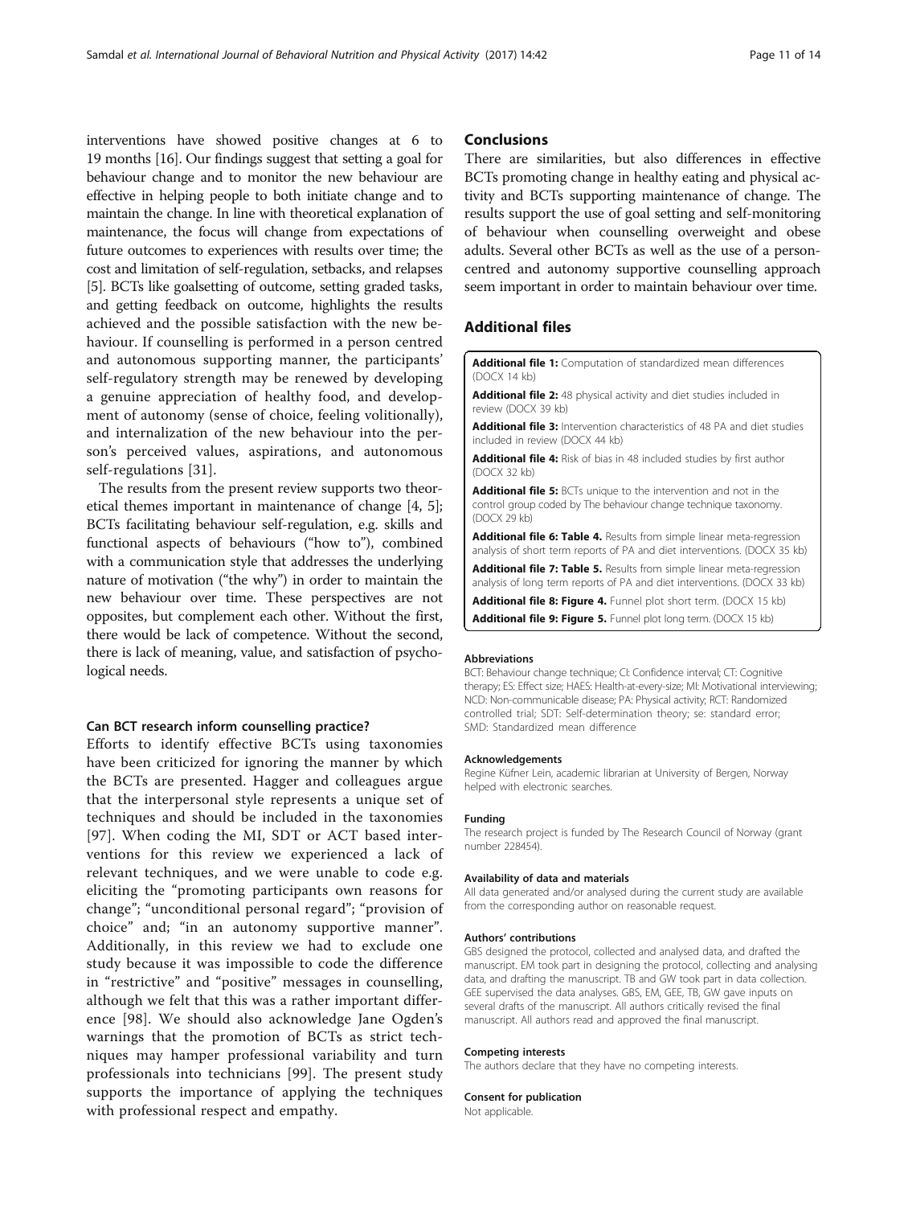interventions have showed positive changes at 6 to 19 months [16]. Our findings suggest that setting a goal for behaviour change and to monitor the new behaviour are effective in helping people to both initiate change and to maintain the change. In line with theoretical explanation of maintenance, the focus will change from expectations of future outcomes to experiences with results over time; the cost and limitation of self-regulation, setbacks, and relapses [5]. BCTs like goalsetting of outcome, setting graded tasks, and getting feedback on outcome, highlights the results achieved and the possible satisfaction with the new behaviour. If counselling is performed in a person centred and autonomous supporting manner, the participants' self-regulatory strength may be renewed by developing a genuine appreciation of healthy food, and development of autonomy (sense of choice, feeling volitionally), and internalization of the new behaviour into the person's perceived values, aspirations, and autonomous self-regulations [31].

The results from the present review supports two theoretical themes important in maintenance of change [4, 5]; BCTs facilitating behaviour self-regulation, e.g. skills and functional aspects of behaviours ("how to"), combined with a communication style that addresses the underlying nature of motivation ("the why") in order to maintain the new behaviour over time. These perspectives are not opposites, but complement each other. Without the first, there would be lack of competence. Without the second, there is lack of meaning, value, and satisfaction of psychological needs.

### Can BCT research inform counselling practice?

Efforts to identify effective BCTs using taxonomies have been criticized for ignoring the manner by which the BCTs are presented. Hagger and colleagues argue that the interpersonal style represents a unique set of techniques and should be included in the taxonomies [97]. When coding the MI, SDT or ACT based interventions for this review we experienced a lack of relevant techniques, and we were unable to code e.g. eliciting the "promoting participants own reasons for change"; "unconditional personal regard"; "provision of choice" and; "in an autonomy supportive manner". Additionally, in this review we had to exclude one study because it was impossible to code the difference in "restrictive" and "positive" messages in counselling, although we felt that this was a rather important difference [98]. We should also acknowledge Jane Ogden's warnings that the promotion of BCTs as strict techniques may hamper professional variability and turn professionals into technicians [99]. The present study supports the importance of applying the techniques with professional respect and empathy.

## Conclusions

There are similarities, but also differences in effective BCTs promoting change in healthy eating and physical activity and BCTs supporting maintenance of change. The results support the use of goal setting and self-monitoring of behaviour when counselling overweight and obese adults. Several other BCTs as well as the use of a person-centred and autonomy supportive counselling approach seem important in order to maintain behaviour over time.

## Additional files

**Additional file 1:** Computation of standardized mean differences (DOCX 14 kb)

**Additional file 2:** 48 physical activity and diet studies included in review (DOCX 39 kb)

**Additional file 3:** Intervention characteristics of 48 PA and diet studies included in review (DOCX 44 kb)

**Additional file 4:** Risk of bias in 48 included studies by first author (DOCX 32 kb)

**Additional file 5:** BCTs unique to the intervention and not in the control group coded by The behaviour change technique taxonomy. (DOCX 29 kb)

**Additional file 6: Table 4.** Results from simple linear meta-regression analysis of short term reports of PA and diet interventions. (DOCX 35 kb)

**Additional file 7: Table 5.** Results from simple linear meta-regression analysis of long term reports of PA and diet interventions. (DOCX 33 kb)

**Additional file 8: Figure 4.** Funnel plot short term. (DOCX 15 kb)

**Additional file 9: Figure 5.** Funnel plot long term. (DOCX 15 kb)

#### Abbreviations

BCT: Behaviour change technique; CI: Confidence interval; CT: Cognitive therapy; ES: Effect size; HAES: Health-at-every-size; MI: Motivational interviewing; NCD: Non-communicable disease; PA: Physical activity; RCT: Randomized controlled trial; SDT: Self-determination theory; se: standard error; SMD: Standardized mean difference

#### Acknowledgements

Regine Küfner Lein, academic librarian at University of Bergen, Norway helped with electronic searches.

#### Funding

The research project is funded by The Research Council of Norway (grant number 228454).

#### Availability of data and materials

All data generated and/or analysed during the current study are available from the corresponding author on reasonable request.

#### Authors' contributions

GBS designed the protocol, collected and analysed data, and drafted the manuscript. EM took part in designing the protocol, collecting and analysing data, and drafting the manuscript. TB and GW took part in data collection. GEE supervised the data analyses. GBS, EM, GEE, TB, GW gave inputs on several drafts of the manuscript. All authors critically revised the final manuscript. All authors read and approved the final manuscript.

#### Competing interests

The authors declare that they have no competing interests.

#### Consent for publication

Not applicable.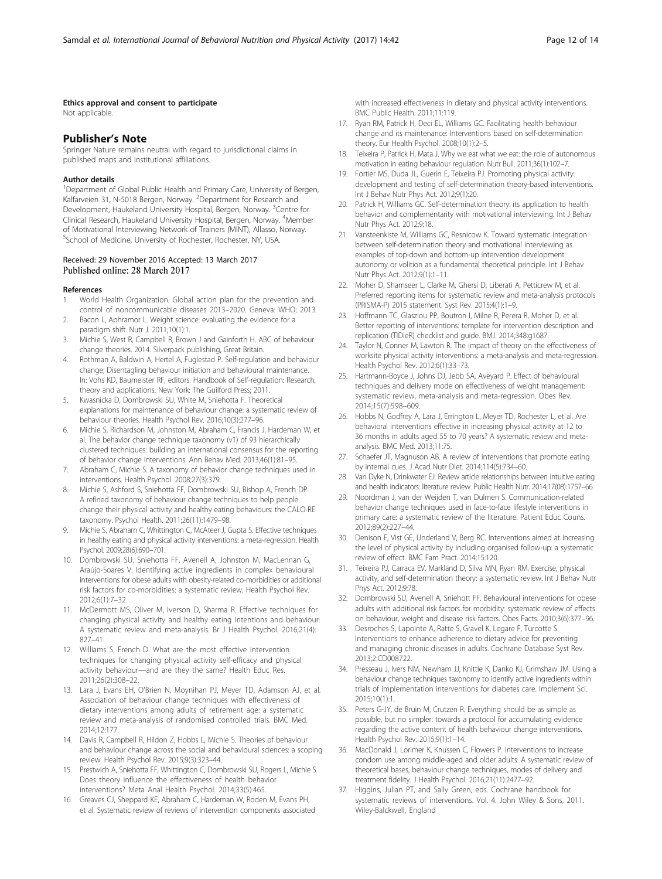#### Ethics approval and consent to participate

Not applicable.

## Publisher's Note

Springer Nature remains neutral with regard to jurisdictional claims in published maps and institutional affiliations.

#### Author details

[1]Department of Global Public Health and Primary Care, University of Bergen, Kalfarveien 31, N-5018 Bergen, Norway. [2]Department for Research and Development, Haukeland University Hospital, Bergen, Norway. [3]Centre for Clinical Research, Haukeland University Hospital, Bergen, Norway. [4]Member of Motivational Interviewing Network of Trainers (MINT), Allasso, Norway. [5]School of Medicine, University of Rochester, Rochester, NY, USA.

Received: 29 November 2016 Accepted: 13 March 2017
Published online: 28 March 2017

#### References

1. World Health Organization. Global action plan for the prevention and control of noncommunicable diseases 2013–2020. Geneva: WHO; 2013.
2. Bacon L, Aphramor L. Weight science: evaluating the evidence for a paradigm shift. Nutr J. 2011;10(1):1.
3. Michie S, West R, Campbell R, Brown J and Gainforth H. ABC of behaviour change theories. 2014. Silverpack publishing, Great Britain.
4. Rothman A, Baldwin A, Hertel A, Fuglestad P. Self-regulation and behaviour change; Disentagling behaviour initiation and behavioural maintenance. In: Vohs KD, Baumeister RF, editors. Handbook of Self-regulation: Research, theory and applications. New York: The Guilford Press; 2011.
5. Kwasnicka D, Dombrowski SU, White M, Sniehotta F. Theoretical explanations for maintenance of behaviour change: a systematic review of behaviour theories. Health Psychol Rev. 2016;10(3):277–96.
6. Michie S, Richardson M, Johnston M, Abraham C, Francis J, Hardeman W, et al. The behavior change technique taxonomy (v1) of 93 hierarchically clustered techniques: building an international consensus for the reporting of behavior change interventions. Ann Behav Med. 2013;46(1):81–95.
7. Abraham C, Michie S. A taxonomy of behavior change techniques used in interventions. Health Psychol. 2008;27(3):379.
8. Michie S, Ashford S, Sniehotta FF, Dombrowski SU, Bishop A, French DP. A refined taxonomy of behaviour change techniques to help people change their physical activity and healthy eating behaviours: the CALO-RE taxonomy. Psychol Health. 2011;26(11):1479–98.
9. Michie S, Abraham C, Whittington C, McAteer J, Gupta S. Effective techniques in healthy eating and physical activity interventions: a meta-regression. Health Psychol. 2009;28(6):690–701.
10. Dombrowski SU, Sniehotta FF, Avenell A, Johnston M, MacLennan G, Araújo-Soares V. Identifying active ingredients in complex behavioural interventions for obese adults with obesity-related co-morbidities or additional risk factors for co-morbidities: a systematic review. Health Psychol Rev. 2012;6(1):7–32.
11. McDermott MS, Oliver M, Iverson D, Sharma R. Effective techniques for changing physical activity and healthy eating intentions and behaviour: A systematic review and meta-analysis. Br J Health Psychol. 2016;21(4): 827–41.
12. Williams S, French D. What are the most effective intervention techniques for changing physical activity self-efficacy and physical activity behaviour—and are they the same? Health Educ Res. 2011;26(2):308–22.
13. Lara J, Evans EH, O'Brien N, Moynihan PJ, Meyer TD, Adamson AJ, et al. Association of behaviour change techniques with effectiveness of dietary interventions among adults of retirement age: a systematic review and meta-analysis of randomised controlled trials. BMC Med. 2014;12:177.
14. Davis R, Campbell R, Hildon Z, Hobbs L, Michie S. Theories of behaviour and behaviour change across the social and behavioural sciences: a scoping review. Health Psychol Rev. 2015;9(3):323–44.
15. Prestwich A, Sniehotta FF, Whittington C, Dombrowski SU, Rogers L, Michie S. Does theory influence the effectiveness of health behavior interventions? Meta Anal Health Psychol. 2014;33(5):465.
16. Greaves CJ, Sheppard KE, Abraham C, Hardeman W, Roden M, Evans PH, et al. Systematic review of reviews of intervention components associated with increased effectiveness in dietary and physical activity interventions. BMC Public Health. 2011;11:119.
17. Ryan RM, Patrick H, Deci EL, Williams GC. Facilitating health behaviour change and its maintenance: Interventions based on self-determination theory. Eur Health Psychol. 2008;10(1):2–5.
18. Teixeira P, Patrick H, Mata J. Why we eat what we eat: the role of autonomous motivation in eating behaviour regulation. Nutr Bull. 2011;36(1):102–7.
19. Fortier MS, Duda JL, Guerin E, Teixeira PJ. Promoting physical activity: development and testing of self-determination theory-based interventions. Int J Behav Nutr Phys Act. 2012;9(1):20.
20. Patrick H, Williams GC. Self-determination theory: its application to health behavior and complementarity with motivational interviewing. Int J Behav Nutr Phys Act. 2012;9:18.
21. Vansteenkiste M, Williams GC, Resnicow K. Toward systematic integration between self-determination theory and motivational interviewing as examples of top-down and bottom-up intervention development: autonomy or volition as a fundamental theoretical principle. Int J Behav Nutr Phys Act. 2012;9(1):1–11.
22. Moher D, Shamseer L, Clarke M, Ghersi D, Liberati A, Petticrew M, et al. Preferred reporting items for systematic review and meta-analysis protocols (PRISMA-P) 2015 statement. Syst Rev. 2015;4(1):1–9.
23. Hoffmann TC, Glasziou PP, Boutron I, Milne R, Perera R, Moher D, et al. Better reporting of interventions: template for intervention description and replication (TIDieR) checklist and guide. BMJ. 2014;348:g1687.
24. Taylor N, Conner M, Lawton R. The impact of theory on the effectiveness of worksite physical activity interventions: a meta-analysis and meta-regression. Health Psychol Rev. 2012;6(1):33–73.
25. Hartmann-Boyce J, Johns DJ, Jebb SA, Aveyard P. Effect of behavioural techniques and delivery mode on effectiveness of weight management: systematic review, meta-analysis and meta-regression. Obes Rev. 2014;15(7):598–609.
26. Hobbs N, Godfrey A, Lara J, Errington L, Meyer TD, Rochester L, et al. Are behavioral interventions effective in increasing physical activity at 12 to 36 months in adults aged 55 to 70 years? A systematic review and meta-analysis. BMC Med. 2013;11:75.
27. Schaefer JT, Magnuson AB. A review of interventions that promote eating by internal cues. J Acad Nutr Diet. 2014;114(5):734–60.
28. Van Dyke N, Drinkwater EJ. Review article relationships between intuitive eating and health indicators: literature review. Public Health Nutr. 2014;17(08):1757–66.
29. Noordman J, van der Weijden T, van Dulmen S. Communication-related behavior change techniques used in face-to-face lifestyle interventions in primary care: a systematic review of the literature. Patient Educ Couns. 2012;89(2):227–44.
30. Denison E, Vist GE, Underland V, Berg RC. Interventions aimed at increasing the level of physical activity by including organised follow-up: a systematic review of effect. BMC Fam Pract. 2014;15:120.
31. Teixeira PJ, Carraca EV, Markland D, Silva MN, Ryan RM. Exercise, physical activity, and self-determination theory: a systematic review. Int J Behav Nutr Phys Act. 2012;9:78.
32. Dombrowski SU, Avenell A, Sniehott FF. Behavioural interventions for obese adults with additional risk factors for morbidity: systematic review of effects on behaviour, weight and disease risk factors. Obes Facts. 2010;3(6):377–96.
33. Desroches S, Lapointe A, Ratte S, Gravel K, Legare F, Turcotte S. Interventions to enhance adherence to dietary advice for preventing and managing chronic diseases in adults. Cochrane Database Syst Rev. 2013;2:CD008722.
34. Presseau J, Ivers NM, Newham JJ, Knittle K, Danko KJ, Grimshaw JM. Using a behaviour change techniques taxonomy to identify active ingredients within trials of implementation interventions for diabetes care. Implement Sci. 2015;10(1):1.
35. Peters G-JY, de Bruin M, Crutzen R. Everything should be as simple as possible, but no simpler: towards a protocol for accumulating evidence regarding the active content of health behaviour change interventions. Health Psychol Rev. 2015;9(1):1–14.
36. MacDonald J, Lorimer K, Knussen C, Flowers P. Interventions to increase condom use among middle-aged and older adults: A systematic review of theoretical bases, behaviour change techniques, modes of delivery and treatment fidelity. J Health Psychol. 2016;21(11):2477–92.
37. Higgins, Julian PT, and Sally Green, eds. Cochrane handbook for systematic reviews of interventions. Vol. 4. John Wiley & Sons, 2011. Wiley-Balckwell, England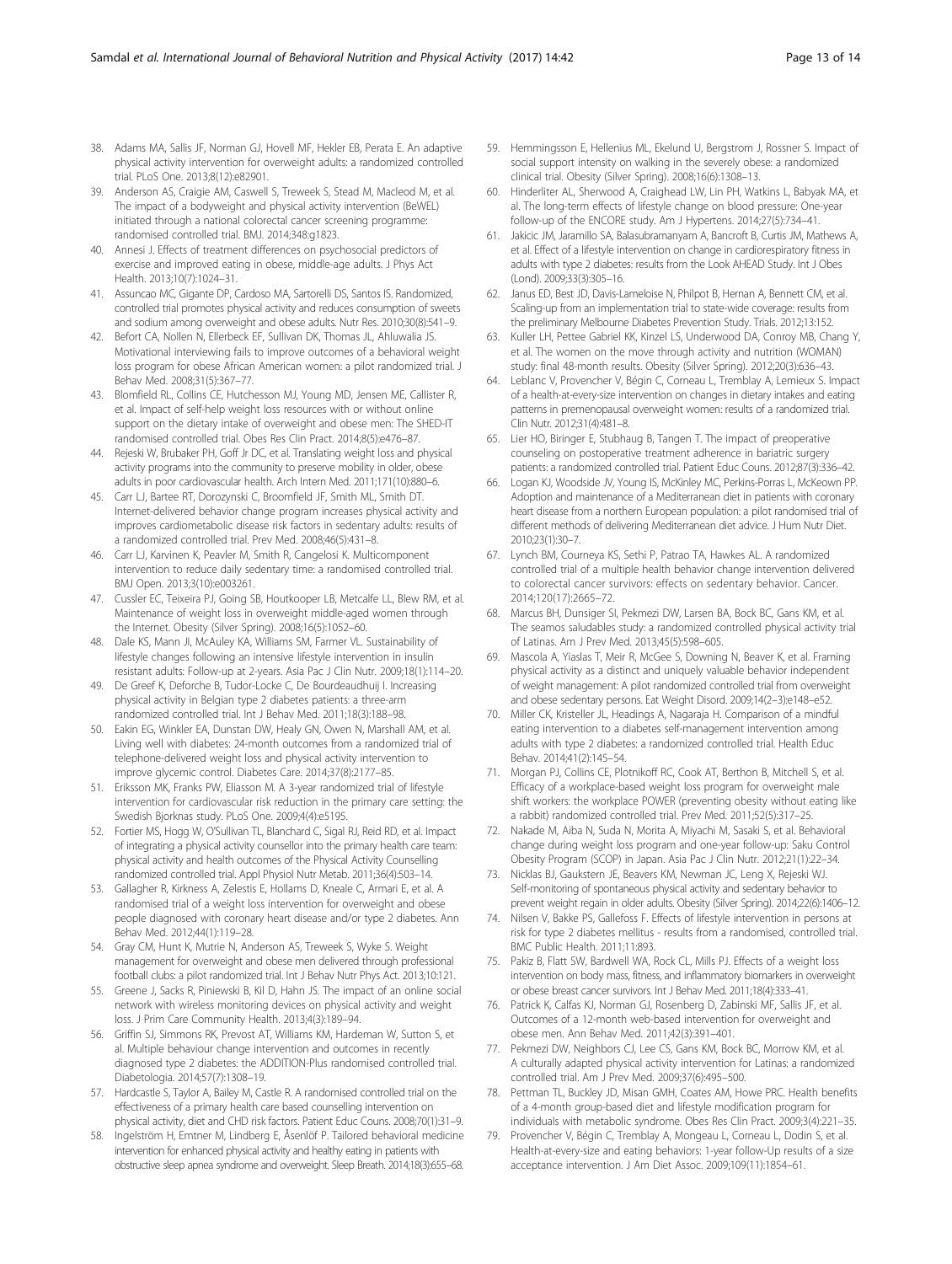38. Adams MA, Sallis JF, Norman GJ, Hovell MF, Hekler EB, Perata E. An adaptive physical activity intervention for overweight adults: a randomized controlled trial. PLoS One. 2013;8(12):e82901.
39. Anderson AS, Craigie AM, Caswell S, Treweek S, Stead M, Macleod M, et al. The impact of a bodyweight and physical activity intervention (BeWEL) initiated through a national colorectal cancer screening programme: randomised controlled trial. BMJ. 2014;348:g1823.
40. Annesi J. Effects of treatment differences on psychosocial predictors of exercise and improved eating in obese, middle-age adults. J Phys Act Health. 2013;10(7):1024–31.
41. Assuncao MC, Gigante DP, Cardoso MA, Sartorelli DS, Santos IS. Randomized, controlled trial promotes physical activity and reduces consumption of sweets and sodium among overweight and obese adults. Nutr Res. 2010;30(8):541–9.
42. Befort CA, Nollen N, Ellerbeck EF, Sullivan DK, Thomas JL, Ahluwalia JS. Motivational interviewing fails to improve outcomes of a behavioral weight loss program for obese African American women: a pilot randomized trial. J Behav Med. 2008;31(5):367–77.
43. Blomfield RL, Collins CE, Hutchesson MJ, Young MD, Jensen ME, Callister R, et al. Impact of self-help weight loss resources with or without online support on the dietary intake of overweight and obese men: The SHED-IT randomised controlled trial. Obes Res Clin Pract. 2014;8(5):e476–87.
44. Rejeski W, Brubaker PH, Goff Jr DC, et al. Translating weight loss and physical activity programs into the community to preserve mobility in older, obese adults in poor cardiovascular health. Arch Intern Med. 2011;171(10):880–6.
45. Carr LJ, Bartee RT, Dorozynski C, Broomfield JF, Smith ML, Smith DT. Internet-delivered behavior change program increases physical activity and improves cardiometabolic disease risk factors in sedentary adults: results of a randomized controlled trial. Prev Med. 2008;46(5):431–8.
46. Carr LJ, Karvinen K, Peavler M, Smith R, Cangelosi K. Multicomponent intervention to reduce daily sedentary time: a randomised controlled trial. BMJ Open. 2013;3(10):e003261.
47. Cussler EC, Teixeira PJ, Going SB, Houtkooper LB, Metcalfe LL, Blew RM, et al. Maintenance of weight loss in overweight middle-aged women through the Internet. Obesity (Silver Spring). 2008;16(5):1052–60.
48. Dale KS, Mann JI, McAuley KA, Williams SM, Farmer VL. Sustainability of lifestyle changes following an intensive lifestyle intervention in insulin resistant adults: Follow-up at 2-years. Asia Pac J Clin Nutr. 2009;18(1):114–20.
49. De Greef K, Deforche B, Tudor-Locke C, De Bourdeaudhuij I. Increasing physical activity in Belgian type 2 diabetes patients: a three-arm randomized controlled trial. Int J Behav Med. 2011;18(3):188–98.
50. Eakin EG, Winkler EA, Dunstan DW, Healy GN, Owen N, Marshall AM, et al. Living well with diabetes: 24-month outcomes from a randomized trial of telephone-delivered weight loss and physical activity intervention to improve glycemic control. Diabetes Care. 2014;37(8):2177–85.
51. Eriksson MK, Franks PW, Eliasson M. A 3-year randomized trial of lifestyle intervention for cardiovascular risk reduction in the primary care setting: the Swedish Bjorknas study. PLoS One. 2009;4(4):e5195.
52. Fortier MS, Hogg W, O'Sullivan TL, Blanchard C, Sigal RJ, Reid RD, et al. Impact of integrating a physical activity counsellor into the primary health care team: physical activity and health outcomes of the Physical Activity Counselling randomized controlled trial. Appl Physiol Nutr Metab. 2011;36(4):503–14.
53. Gallagher R, Kirkness A, Zelestis E, Hollams D, Kneale C, Armari E, et al. A randomised trial of a weight loss intervention for overweight and obese people diagnosed with coronary heart disease and/or type 2 diabetes. Ann Behav Med. 2012;44(1):119–28.
54. Gray CM, Hunt K, Mutrie N, Anderson AS, Treweek S, Wyke S. Weight management for overweight and obese men delivered through professional football clubs: a pilot randomized trial. Int J Behav Nutr Phys Act. 2013;10:121.
55. Greene J, Sacks R, Piniewski B, Kil D, Hahn JS. The impact of an online social network with wireless monitoring devices on physical activity and weight loss. J Prim Care Community Health. 2013;4(3):189–94.
56. Griffin SJ, Simmons RK, Prevost AT, Williams KM, Hardeman W, Sutton S, et al. Multiple behaviour change intervention and outcomes in recently diagnosed type 2 diabetes: the ADDITION-Plus randomised controlled trial. Diabetologia. 2014;57(7):1308–19.
57. Hardcastle S, Taylor A, Bailey M, Castle R. A randomised controlled trial on the effectiveness of a primary health care based counselling intervention on physical activity, diet and CHD risk factors. Patient Educ Couns. 2008;70(1):31–9.
58. Ingelström H, Emtner M, Lindberg E, Åsenlöf P. Tailored behavioral medicine intervention for enhanced physical activity and healthy eating in patients with obstructive sleep apnea syndrome and overweight. Sleep Breath. 2014;18(3):655–68.
59. Hemmingsson E, Hellenius ML, Ekelund U, Bergstrom J, Rossner S. Impact of social support intensity on walking in the severely obese: a randomized clinical trial. Obesity (Silver Spring). 2008;16(6):1308–13.
60. Hinderliter AL, Sherwood A, Craighead LW, Lin PH, Watkins L, Babyak MA, et al. The long-term effects of lifestyle change on blood pressure: One-year follow-up of the ENCORE study. Am J Hypertens. 2014;27(5):734–41.
61. Jakicic JM, Jaramillo SA, Balasubramanyam A, Bancroft B, Curtis JM, Mathews A, et al. Effect of a lifestyle intervention on change in cardiorespiratory fitness in adults with type 2 diabetes: results from the Look AHEAD Study. Int J Obes (Lond). 2009;33(3):305–16.
62. Janus ED, Best JD, Davis-Lameloise N, Philpot B, Hernan A, Bennett CM, et al. Scaling-up from an implementation trial to state-wide coverage: results from the preliminary Melbourne Diabetes Prevention Study. Trials. 2012;13:152.
63. Kuller LH, Pettee Gabriel KK, Kinzel LS, Underwood DA, Conroy MB, Chang Y, et al. The women on the move through activity and nutrition (WOMAN) study: final 48-month results. Obesity (Silver Spring). 2012;20(3):636–43.
64. Leblanc V, Provencher V, Bégin C, Corneau L, Tremblay A, Lemieux S. Impact of a health-at-every-size intervention on changes in dietary intakes and eating patterns in premenopausal overweight women: results of a randomized trial. Clin Nutr. 2012;31(4):481–8.
65. Lier HO, Biringer E, Stubhaug B, Tangen T. The impact of preoperative counseling on postoperative treatment adherence in bariatric surgery patients: a randomized controlled trial. Patient Educ Couns. 2012;87(3):336–42.
66. Logan KJ, Woodside JV, Young IS, McKinley MC, Perkins-Porras L, McKeown PP. Adoption and maintenance of a Mediterranean diet in patients with coronary heart disease from a northern European population: a pilot randomised trial of different methods of delivering Mediterranean diet advice. J Hum Nutr Diet. 2010;23(1):30–7.
67. Lynch BM, Courneya KS, Sethi P, Patrao TA, Hawkes AL. A randomized controlled trial of a multiple health behavior change intervention delivered to colorectal cancer survivors: effects on sedentary behavior. Cancer. 2014;120(17):2665–72.
68. Marcus BH, Dunsiger SI, Pekmezi DW, Larsen BA, Bock BC, Gans KM, et al. The seamos saludables study: a randomized controlled physical activity trial of Latinas. Am J Prev Med. 2013;45(5):598–605.
69. Mascola A, Yiaslas T, Meir R, McGee S, Downing N, Beaver K, et al. Framing physical activity as a distinct and uniquely valuable behavior independent of weight management: A pilot randomized controlled trial from overweight and obese sedentary persons. Eat Weight Disord. 2009;14(2–3):e148–e52.
70. Miller CK, Kristeller JL, Headings A, Nagaraja H. Comparison of a mindful eating intervention to a diabetes self-management intervention among adults with type 2 diabetes: a randomized controlled trial. Health Educ Behav. 2014;41(2):145–54.
71. Morgan PJ, Collins CE, Plotnikoff RC, Cook AT, Berthon B, Mitchell S, et al. Efficacy of a workplace-based weight loss program for overweight male shift workers: the workplace POWER (preventing obesity without eating like a rabbit) randomized controlled trial. Prev Med. 2011;52(5):317–25.
72. Nakade M, Aiba N, Suda N, Morita A, Miyachi M, Sasaki S, et al. Behavioral change during weight loss program and one-year follow-up: Saku Control Obesity Program (SCOP) in Japan. Asia Pac J Clin Nutr. 2012;21(1):22–34.
73. Nicklas BJ, Gaukstern JE, Beavers KM, Newman JC, Leng X, Rejeski WJ. Self-monitoring of spontaneous physical activity and sedentary behavior to prevent weight regain in older adults. Obesity (Silver Spring). 2014;22(6):1406–12.
74. Nilsen V, Bakke PS, Gallefoss F. Effects of lifestyle intervention in persons at risk for type 2 diabetes mellitus - results from a randomised, controlled trial. BMC Public Health. 2011;11:893.
75. Pakiz B, Flatt SW, Bardwell WA, Rock CL, Mills PJ. Effects of a weight loss intervention on body mass, fitness, and inflammatory biomarkers in overweight or obese breast cancer survivors. Int J Behav Med. 2011;18(4):333–41.
76. Patrick K, Calfas KJ, Norman GJ, Rosenberg D, Zabinski MF, Sallis JF, et al. Outcomes of a 12-month web-based intervention for overweight and obese men. Ann Behav Med. 2011;42(3):391–401.
77. Pekmezi DW, Neighbors CJ, Lee CS, Gans KM, Bock BC, Morrow KM, et al. A culturally adapted physical activity intervention for Latinas: a randomized controlled trial. Am J Prev Med. 2009;37(6):495–500.
78. Pettman TL, Buckley JD, Misan GMH, Coates AM, Howe PRC. Health benefits of a 4-month group-based diet and lifestyle modification program for individuals with metabolic syndrome. Obes Res Clin Pract. 2009;3(4):221–35.
79. Provencher V, Bégin C, Tremblay A, Mongeau L, Corneau L, Dodin S, et al. Health-at-every-size and eating behaviors: 1-year follow-Up results of a size acceptance intervention. J Am Diet Assoc. 2009;109(11):1854–61.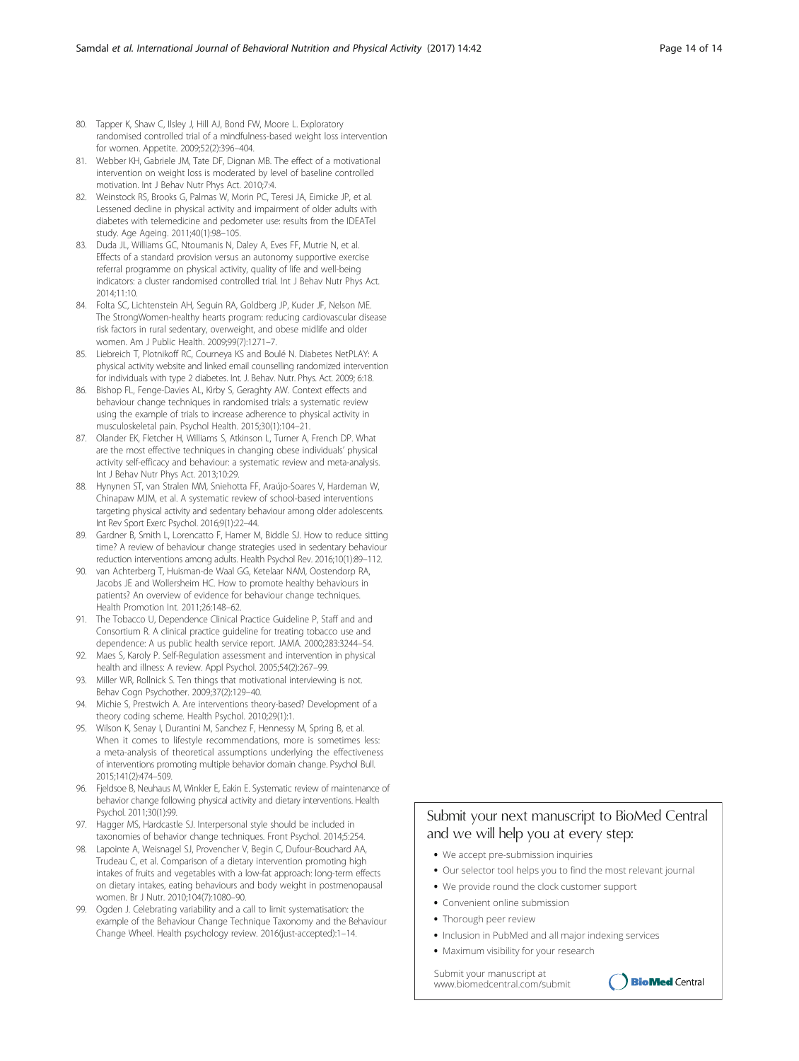80. Tapper K, Shaw C, Ilsley J, Hill AJ, Bond FW, Moore L. Exploratory randomised controlled trial of a mindfulness-based weight loss intervention for women. Appetite. 2009;52(2):396–404.
81. Webber KH, Gabriele JM, Tate DF, Dignan MB. The effect of a motivational intervention on weight loss is moderated by level of baseline controlled motivation. Int J Behav Nutr Phys Act. 2010;7:4.
82. Weinstock RS, Brooks G, Palmas W, Morin PC, Teresi JA, Eimicke JP, et al. Lessened decline in physical activity and impairment of older adults with diabetes with telemedicine and pedometer use: results from the IDEATel study. Age Ageing. 2011;40(1):98–105.
83. Duda JL, Williams GC, Ntoumanis N, Daley A, Eves FF, Mutrie N, et al. Effects of a standard provision versus an autonomy supportive exercise referral programme on physical activity, quality of life and well-being indicators: a cluster randomised controlled trial. Int J Behav Nutr Phys Act. 2014;11:10.
84. Folta SC, Lichtenstein AH, Seguin RA, Goldberg JP, Kuder JF, Nelson ME. The StrongWomen-healthy hearts program: reducing cardiovascular disease risk factors in rural sedentary, overweight, and obese midlife and older women. Am J Public Health. 2009;99(7):1271–7.
85. Liebreich T, Plotnikoff RC, Courneya KS and Boulé N. Diabetes NetPLAY: A physical activity website and linked email counselling randomized intervention for individuals with type 2 diabetes. Int. J. Behav. Nutr. Phys. Act. 2009; 6:18.
86. Bishop FL, Fenge-Davies AL, Kirby S, Geraghty AW. Context effects and behaviour change techniques in randomised trials: a systematic review using the example of trials to increase adherence to physical activity in musculoskeletal pain. Psychol Health. 2015;30(1):104–21.
87. Olander EK, Fletcher H, Williams S, Atkinson L, Turner A, French DP. What are the most effective techniques in changing obese individuals' physical activity self-efficacy and behaviour: a systematic review and meta-analysis. Int J Behav Nutr Phys Act. 2013;10:29.
88. Hynynen ST, van Stralen MM, Sniehotta FF, Araújo-Soares V, Hardeman W, Chinapaw MJM, et al. A systematic review of school-based interventions targeting physical activity and sedentary behaviour among older adolescents. Int Rev Sport Exerc Psychol. 2016;9(1):22–44.
89. Gardner B, Smith L, Lorencatto F, Hamer M, Biddle SJ. How to reduce sitting time? A review of behaviour change strategies used in sedentary behaviour reduction interventions among adults. Health Psychol Rev. 2016;10(1):89–112.
90. van Achterberg T, Huisman-de Waal GG, Ketelaar NAM, Oostendorp RA, Jacobs JE and Wollersheim HC. How to promote healthy behaviours in patients? An overview of evidence for behaviour change techniques. Health Promotion Int. 2011;26:148–62.
91. The Tobacco U, Dependence Clinical Practice Guideline P, Staff and and Consortium R. A clinical practice guideline for treating tobacco use and dependence: A us public health service report. JAMA. 2000;283:3244–54.
92. Maes S, Karoly P. Self-Regulation assessment and intervention in physical health and illness: A review. Appl Psychol. 2005;54(2):267–99.
93. Miller WR, Rollnick S. Ten things that motivational interviewing is not. Behav Cogn Psychother. 2009;37(2):129–40.
94. Michie S, Prestwich A. Are interventions theory-based? Development of a theory coding scheme. Health Psychol. 2010;29(1):1.
95. Wilson K, Senay I, Durantini M, Sanchez F, Hennessy M, Spring B, et al. When it comes to lifestyle recommendations, more is sometimes less: a meta-analysis of theoretical assumptions underlying the effectiveness of interventions promoting multiple behavior domain change. Psychol Bull. 2015;141(2):474–509.
96. Fjeldsoe B, Neuhaus M, Winkler E, Eakin E. Systematic review of maintenance of behavior change following physical activity and dietary interventions. Health Psychol. 2011;30(1):99.
97. Hagger MS, Hardcastle SJ. Interpersonal style should be included in taxonomies of behavior change techniques. Front Psychol. 2014;5:254.
98. Lapointe A, Weisnagel SJ, Provencher V, Begin C, Dufour-Bouchard AA, Trudeau C, et al. Comparison of a dietary intervention promoting high intakes of fruits and vegetables with a low-fat approach: long-term effects on dietary intakes, eating behaviours and body weight in postmenopausal women. Br J Nutr. 2010;104(7):1080–90.
99. Ogden J. Celebrating variability and a call to limit systematisation: the example of the Behaviour Change Technique Taxonomy and the Behaviour Change Wheel. Health psychology review. 2016(just-accepted):1–14.

Submit your next manuscript to BioMed Central and we will help you at every step:

- We accept pre-submission inquiries
- Our selector tool helps you to find the most relevant journal
- We provide round the clock customer support
- Convenient online submission
- Thorough peer review
- Inclusion in PubMed and all major indexing services
- Maximum visibility for your research

Submit your manuscript at www.biomedcentral.com/submit

BioMed Central